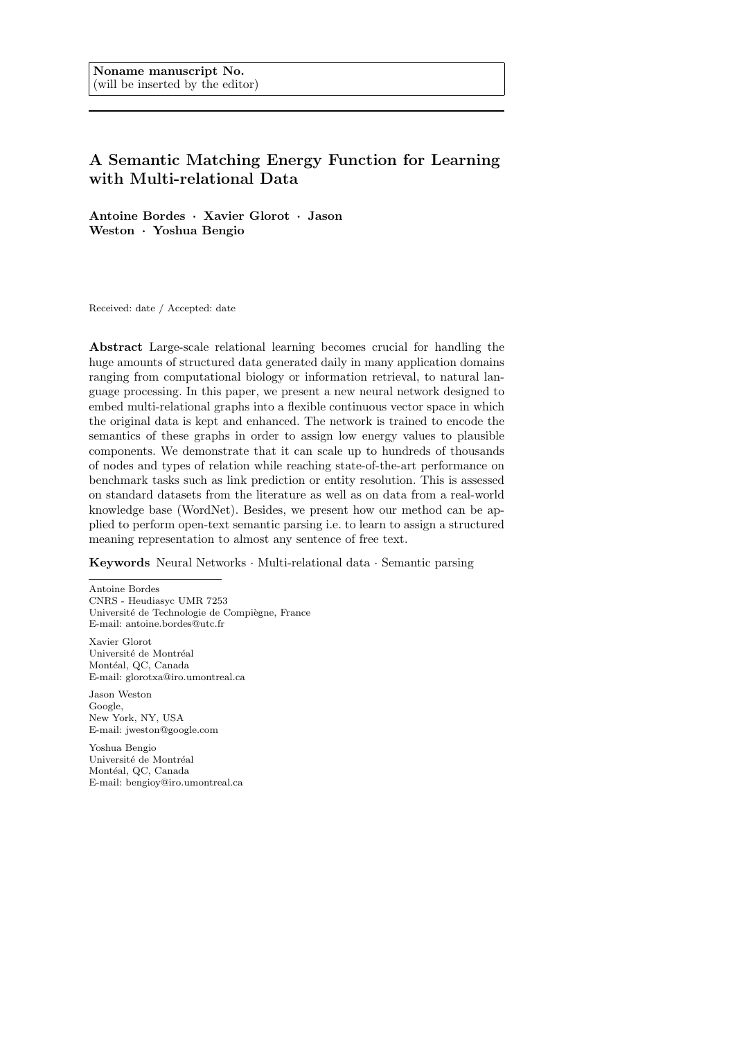**Noname manuscript No.**
(will be inserted by the editor)

# A Semantic Matching Energy Function for Learning with Multi-relational Data

**Antoine Bordes · Xavier Glorot · Jason Weston · Yoshua Bengio**

Received: date / Accepted: date

**Abstract** Large-scale relational learning becomes crucial for handling the huge amounts of structured data generated daily in many application domains ranging from computational biology or information retrieval, to natural language processing. In this paper, we present a new neural network designed to embed multi-relational graphs into a flexible continuous vector space in which the original data is kept and enhanced. The network is trained to encode the semantics of these graphs in order to assign low energy values to plausible components. We demonstrate that it can scale up to hundreds of thousands of nodes and types of relation while reaching state-of-the-art performance on benchmark tasks such as link prediction or entity resolution. This is assessed on standard datasets from the literature as well as on data from a real-world knowledge base (WordNet). Besides, we present how our method can be applied to perform open-text semantic parsing i.e. to learn to assign a structured meaning representation to almost any sentence of free text.

**Keywords** Neural Networks · Multi-relational data · Semantic parsing

---

Antoine Bordes
CNRS - Heudiasyc UMR 7253
Université de Technologie de Compiègne, France
E-mail: antoine.bordes@utc.fr

Xavier Glorot
Université de Montréal
Montéal, QC, Canada
E-mail: glorotxa@iro.umontreal.ca

Jason Weston
Google,
New York, NY, USA
E-mail: jweston@google.com

Yoshua Bengio
Université de Montréal
Montéal, QC, Canada
E-mail: bengioy@iro.umontreal.ca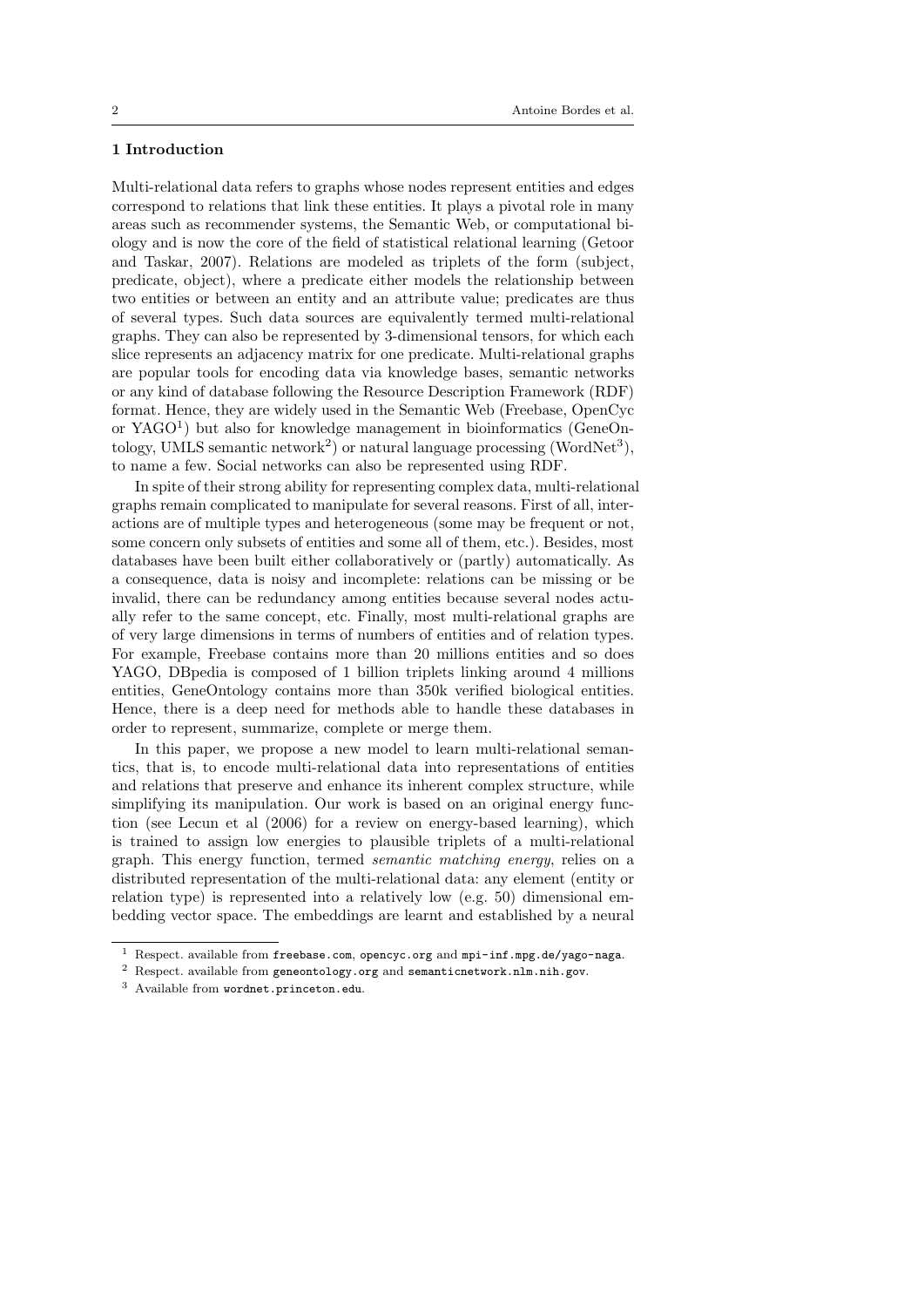## 1 Introduction

Multi-relational data refers to graphs whose nodes represent entities and edges correspond to relations that link these entities. It plays a pivotal role in many areas such as recommender systems, the Semantic Web, or computational biology and is now the core of the field of statistical relational learning (Getoor and Taskar, 2007). Relations are modeled as triplets of the form (subject, predicate, object), where a predicate either models the relationship between two entities or between an entity and an attribute value; predicates are thus of several types. Such data sources are equivalently termed multi-relational graphs. They can also be represented by 3-dimensional tensors, for which each slice represents an adjacency matrix for one predicate. Multi-relational graphs are popular tools for encoding data via knowledge bases, semantic networks or any kind of database following the Resource Description Framework (RDF) format. Hence, they are widely used in the Semantic Web (Freebase, OpenCyc or YAGO[1]) but also for knowledge management in bioinformatics (GeneOntology, UMLS semantic network[2]) or natural language processing (WordNet[3]), to name a few. Social networks can also be represented using RDF.

In spite of their strong ability for representing complex data, multi-relational graphs remain complicated to manipulate for several reasons. First of all, interactions are of multiple types and heterogeneous (some may be frequent or not, some concern only subsets of entities and some all of them, etc.). Besides, most databases have been built either collaboratively or (partly) automatically. As a consequence, data is noisy and incomplete: relations can be missing or be invalid, there can be redundancy among entities because several nodes actually refer to the same concept, etc. Finally, most multi-relational graphs are of very large dimensions in terms of numbers of entities and of relation types. For example, Freebase contains more than 20 millions entities and so does YAGO, DBpedia is composed of 1 billion triplets linking around 4 millions entities, GeneOntology contains more than 350k verified biological entities. Hence, there is a deep need for methods able to handle these databases in order to represent, summarize, complete or merge them.

In this paper, we propose a new model to learn multi-relational semantics, that is, to encode multi-relational data into representations of entities and relations that preserve and enhance its inherent complex structure, while simplifying its manipulation. Our work is based on an original energy function (see Lecun et al (2006) for a review on energy-based learning), which is trained to assign low energies to plausible triplets of a multi-relational graph. This energy function, termed *semantic matching energy*, relies on a distributed representation of the multi-relational data: any element (entity or relation type) is represented into a relatively low (e.g. 50) dimensional embedding vector space. The embeddings are learnt and established by a neural

---

[1] Respect. available from `freebase.com`, `opencyc.org` and `mpi-inf.mpg.de/yago-naga`.

[2] Respect. available from `geneontology.org` and `semanticnetwork.nlm.nih.gov`.

[3] Available from `wordnet.princeton.edu`.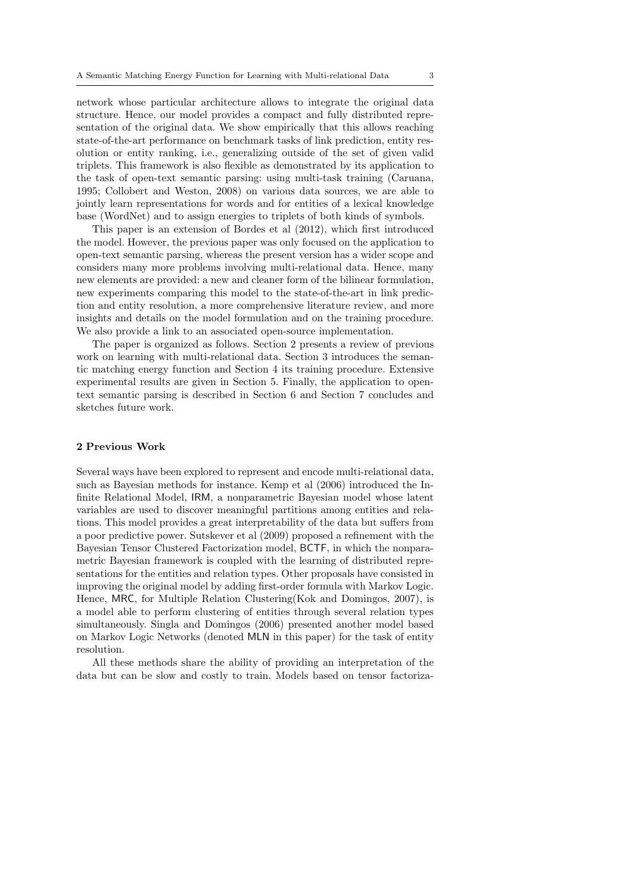network whose particular architecture allows to integrate the original data structure. Hence, our model provides a compact and fully distributed representation of the original data. We show empirically that this allows reaching state-of-the-art performance on benchmark tasks of link prediction, entity resolution or entity ranking, i.e., generalizing outside of the set of given valid triplets. This framework is also flexible as demonstrated by its application to the task of open-text semantic parsing: using multi-task training (Caruana, 1995; Collobert and Weston, 2008) on various data sources, we are able to jointly learn representations for words and for entities of a lexical knowledge base (WordNet) and to assign energies to triplets of both kinds of symbols.

This paper is an extension of Bordes et al (2012), which first introduced the model. However, the previous paper was only focused on the application to open-text semantic parsing, whereas the present version has a wider scope and considers many more problems involving multi-relational data. Hence, many new elements are provided: a new and cleaner form of the bilinear formulation, new experiments comparing this model to the state-of-the-art in link prediction and entity resolution, a more comprehensive literature review, and more insights and details on the model formulation and on the training procedure. We also provide a link to an associated open-source implementation.

The paper is organized as follows. Section 2 presents a review of previous work on learning with multi-relational data. Section 3 introduces the semantic matching energy function and Section 4 its training procedure. Extensive experimental results are given in Section 5. Finally, the application to open-text semantic parsing is described in Section 6 and Section 7 concludes and sketches future work.

## 2 Previous Work

Several ways have been explored to represent and encode multi-relational data, such as Bayesian methods for instance. Kemp et al (2006) introduced the Infinite Relational Model, IRM, a nonparametric Bayesian model whose latent variables are used to discover meaningful partitions among entities and relations. This model provides a great interpretability of the data but suffers from a poor predictive power. Sutskever et al (2009) proposed a refinement with the Bayesian Tensor Clustered Factorization model, BCTF, in which the nonparametric Bayesian framework is coupled with the learning of distributed representations for the entities and relation types. Other proposals have consisted in improving the original model by adding first-order formula with Markov Logic. Hence, MRC, for Multiple Relation Clustering(Kok and Domingos, 2007), is a model able to perform clustering of entities through several relation types simultaneously. Singla and Domingos (2006) presented another model based on Markov Logic Networks (denoted MLN in this paper) for the task of entity resolution.

All these methods share the ability of providing an interpretation of the data but can be slow and costly to train. Models based on tensor factoriza-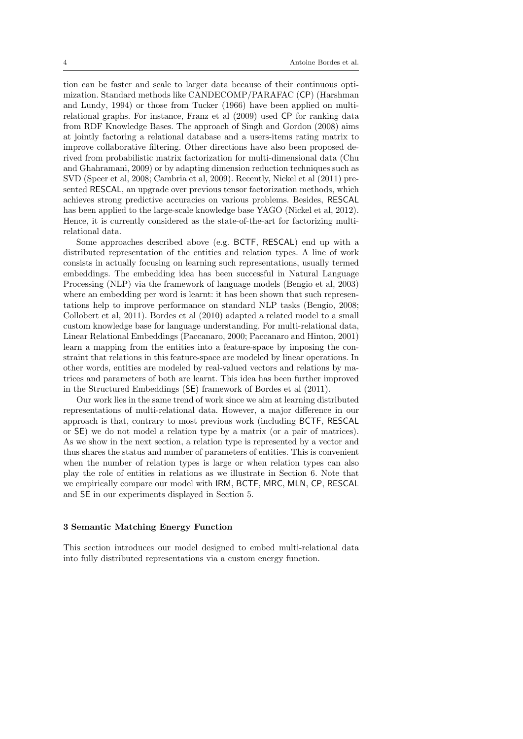tion can be faster and scale to larger data because of their continuous optimization. Standard methods like CANDECOMP/PARAFAC (CP) (Harshman and Lundy, 1994) or those from Tucker (1966) have been applied on multi-relational graphs. For instance, Franz et al (2009) used CP for ranking data from RDF Knowledge Bases. The approach of Singh and Gordon (2008) aims at jointly factoring a relational database and a users-items rating matrix to improve collaborative filtering. Other directions have also been proposed derived from probabilistic matrix factorization for multi-dimensional data (Chu and Ghahramani, 2009) or by adapting dimension reduction techniques such as SVD (Speer et al, 2008; Cambria et al, 2009). Recently, Nickel et al (2011) presented RESCAL, an upgrade over previous tensor factorization methods, which achieves strong predictive accuracies on various problems. Besides, RESCAL has been applied to the large-scale knowledge base YAGO (Nickel et al, 2012). Hence, it is currently considered as the state-of-the-art for factorizing multi-relational data.

Some approaches described above (e.g. BCTF, RESCAL) end up with a distributed representation of the entities and relation types. A line of work consists in actually focusing on learning such representations, usually termed embeddings. The embedding idea has been successful in Natural Language Processing (NLP) via the framework of language models (Bengio et al, 2003) where an embedding per word is learnt: it has been shown that such representations help to improve performance on standard NLP tasks (Bengio, 2008; Collobert et al, 2011). Bordes et al (2010) adapted a related model to a small custom knowledge base for language understanding. For multi-relational data, Linear Relational Embeddings (Paccanaro, 2000; Paccanaro and Hinton, 2001) learn a mapping from the entities into a feature-space by imposing the constraint that relations in this feature-space are modeled by linear operations. In other words, entities are modeled by real-valued vectors and relations by matrices and parameters of both are learnt. This idea has been further improved in the Structured Embeddings (SE) framework of Bordes et al (2011).

Our work lies in the same trend of work since we aim at learning distributed representations of multi-relational data. However, a major difference in our approach is that, contrary to most previous work (including BCTF, RESCAL or SE) we do not model a relation type by a matrix (or a pair of matrices). As we show in the next section, a relation type is represented by a vector and thus shares the status and number of parameters of entities. This is convenient when the number of relation types is large or when relation types can also play the role of entities in relations as we illustrate in Section 6. Note that we empirically compare our model with IRM, BCTF, MRC, MLN, CP, RESCAL and SE in our experiments displayed in Section 5.

## 3 Semantic Matching Energy Function

This section introduces our model designed to embed multi-relational data into fully distributed representations via a custom energy function.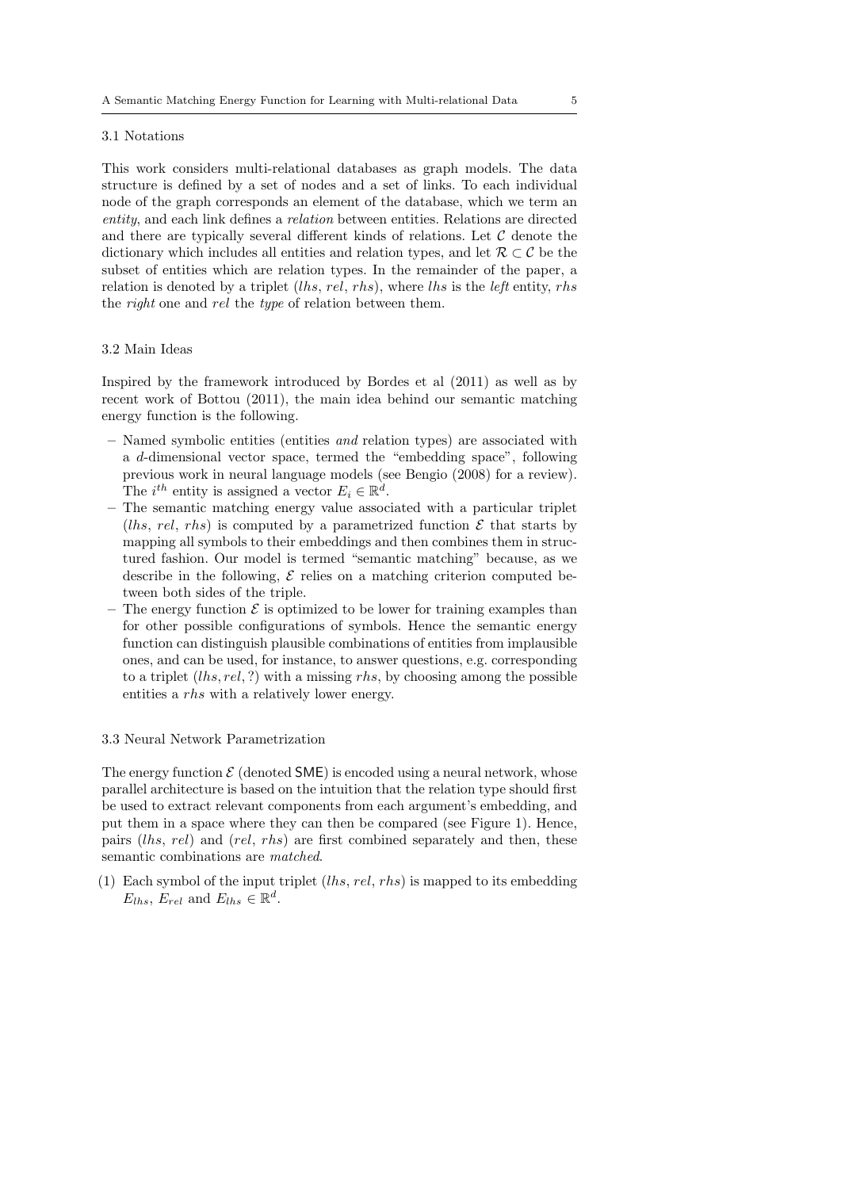### 3.1 Notations

This work considers multi-relational databases as graph models. The data structure is defined by a set of nodes and a set of links. To each individual node of the graph corresponds an element of the database, which we term an *entity*, and each link defines a *relation* between entities. Relations are directed and there are typically several different kinds of relations. Let $\mathcal{C}$ denote the dictionary which includes all entities and relation types, and let $\mathcal{R} \subset \mathcal{C}$ be the subset of entities which are relation types. In the remainder of the paper, a relation is denoted by a triplet ($lhs$, $rel$, $rhs$), where $lhs$ is the *left* entity, $rhs$ the *right* one and $rel$ the *type* of relation between them.

### 3.2 Main Ideas

Inspired by the framework introduced by Bordes et al (2011) as well as by recent work of Bottou (2011), the main idea behind our semantic matching energy function is the following.

- Named symbolic entities (entities *and* relation types) are associated with a $d$-dimensional vector space, termed the "embedding space", following previous work in neural language models (see Bengio (2008) for a review). The $i^{th}$ entity is assigned a vector $E_i \in \mathbb{R}^d$.
- The semantic matching energy value associated with a particular triplet ($lhs$, $rel$, $rhs$) is computed by a parametrized function $\mathcal{E}$ that starts by mapping all symbols to their embeddings and then combines them in structured fashion. Our model is termed "semantic matching" because, as we describe in the following, $\mathcal{E}$ relies on a matching criterion computed between both sides of the triple.
- The energy function $\mathcal{E}$ is optimized to be lower for training examples than for other possible configurations of symbols. Hence the semantic energy function can distinguish plausible combinations of entities from implausible ones, and can be used, for instance, to answer questions, e.g. corresponding to a triplet $(lhs, rel, ?)$ with a missing $rhs$, by choosing among the possible entities a $rhs$ with a relatively lower energy.

### 3.3 Neural Network Parametrization

The energy function $\mathcal{E}$ (denoted $\mathsf{SME}$) is encoded using a neural network, whose parallel architecture is based on the intuition that the relation type should first be used to extract relevant components from each argument's embedding, and put them in a space where they can then be compared (see Figure 1). Hence, pairs ($lhs$, $rel$) and ($rel$, $rhs$) are first combined separately and then, these semantic combinations are *matched*.

(1) Each symbol of the input triplet ($lhs$, $rel$, $rhs$) is mapped to its embedding $E_{lhs}$, $E_{rel}$ and $E_{lhs} \in \mathbb{R}^d$.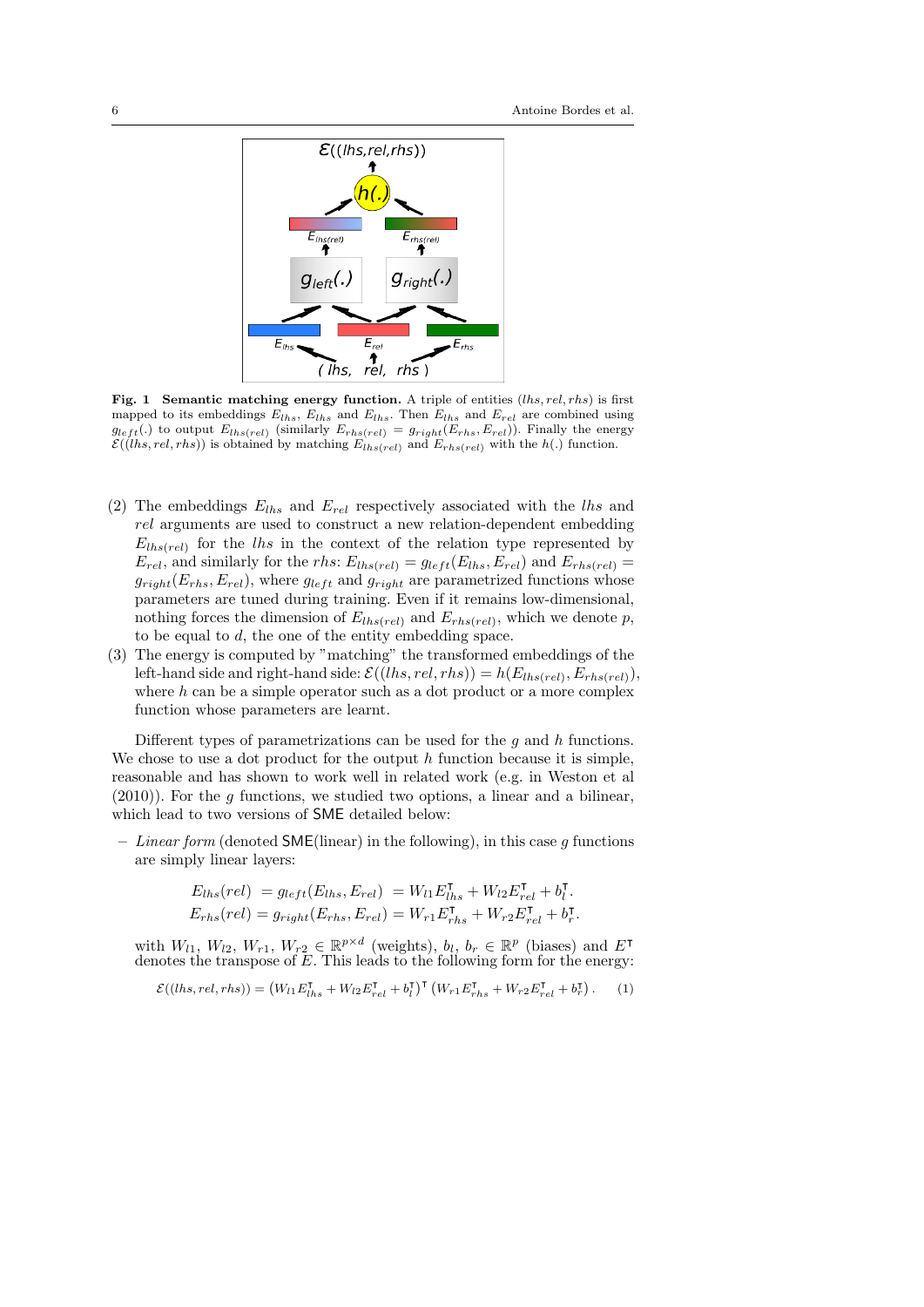**Fig. 1 Semantic matching energy function.** A triple of entities $(lhs, rel, rhs)$ is first mapped to its embeddings $E_{lhs}$, $E_{lhs}$ and $E_{lhs}$. Then $E_{lhs}$ and $E_{rel}$ are combined using $g_{left}(.)$ to output $E_{lhs(rel)}$ (similarly $E_{rhs(rel)} = g_{right}(E_{rhs}, E_{rel})$). Finally the energy $\mathcal{E}((lhs, rel, rhs))$ is obtained by matching $E_{lhs(rel)}$ and $E_{rhs(rel)}$ with the $h(.)$ function.

(2) The embeddings $E_{lhs}$ and $E_{rel}$ respectively associated with the *lhs* and *rel* arguments are used to construct a new relation-dependent embedding $E_{lhs(rel)}$ for the *lhs* in the context of the relation type represented by $E_{rel}$, and similarly for the *rhs*: $E_{lhs(rel)} = g_{left}(E_{lhs}, E_{rel})$ and $E_{rhs(rel)} = g_{right}(E_{rhs}, E_{rel})$, where $g_{left}$ and $g_{right}$ are parametrized functions whose parameters are tuned during training. Even if it remains low-dimensional, nothing forces the dimension of $E_{lhs(rel)}$ and $E_{rhs(rel)}$, which we denote $p$, to be equal to $d$, the one of the entity embedding space.

(3) The energy is computed by "matching" the transformed embeddings of the left-hand side and right-hand side: $\mathcal{E}((lhs, rel, rhs)) = h(E_{lhs(rel)}, E_{rhs(rel)})$, where $h$ can be a simple operator such as a dot product or a more complex function whose parameters are learnt.

Different types of parametrizations can be used for the $g$ and $h$ functions. We chose to use a dot product for the output $h$ function because it is simple, reasonable and has shown to work well in related work (e.g. in Weston et al (2010)). For the $g$ functions, we studied two options, a linear and a bilinear, which lead to two versions of SME detailed below:

– *Linear form* (denoted SME(linear) in the following), in this case $g$ functions are simply linear layers:

$$
\begin{aligned}
E_{lhs}(rel) &= g_{left}(E_{lhs}, E_{rel}) = W_{l1}E_{lhs}^{\intercal} + W_{l2}E_{rel}^{\intercal} + b_l^{\intercal}. \\
E_{rhs}(rel) &= g_{right}(E_{rhs}, E_{rel}) = W_{r1}E_{rhs}^{\intercal} + W_{r2}E_{rel}^{\intercal} + b_r^{\intercal}.
\end{aligned}
$$

with $W_{l1}$, $W_{l2}$, $W_{r1}$, $W_{r2} \in \mathbb{R}^{p \times d}$ (weights), $b_l$, $b_r \in \mathbb{R}^p$ (biases) and $E^{\intercal}$ denotes the transpose of $E$. This leads to the following form for the energy:

$$
\mathcal{E}((lhs, rel, rhs)) = \left(W_{l1}E_{lhs}^{\intercal} + W_{l2}E_{rel}^{\intercal} + b_l^{\intercal}\right)^{\intercal} \left(W_{r1}E_{rhs}^{\intercal} + W_{r2}E_{rel}^{\intercal} + b_r^{\intercal}\right). \quad (1)
$$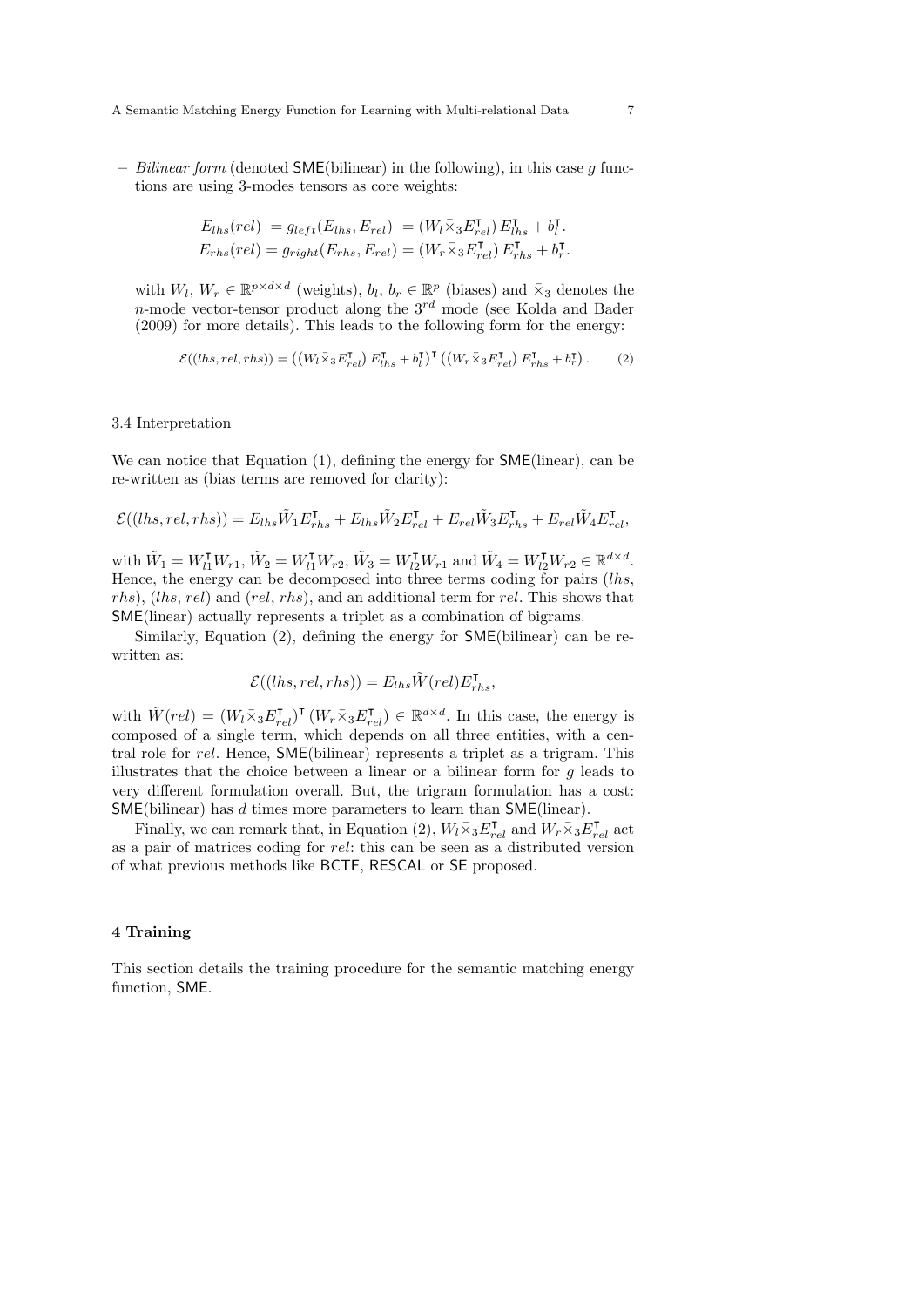– *Bilinear form* (denoted SME(bilinear) in the following), in this case $g$ functions are using 3-modes tensors as core weights:

$$E_{lhs}(rel) = g_{left}(E_{lhs}, E_{rel}) = (W_l \bar{\times}_3 E_{rel}^{\intercal})\, E_{lhs}^{\intercal} + b_l^{\intercal}.$$
$$E_{rhs}(rel) = g_{right}(E_{rhs}, E_{rel}) = (W_r \bar{\times}_3 E_{rel}^{\intercal})\, E_{rhs}^{\intercal} + b_r^{\intercal}.$$

with $W_l$, $W_r \in \mathbb{R}^{p \times d \times d}$ (weights), $b_l$, $b_r \in \mathbb{R}^p$ (biases) and $\bar{\times}_3$ denotes the $n$-mode vector-tensor product along the $3^{rd}$ mode (see Kolda and Bader (2009) for more details). This leads to the following form for the energy:

$$\mathcal{E}((lhs, rel, rhs)) = \left((W_l \bar{\times}_3 E_{rel}^{\intercal})\, E_{lhs}^{\intercal} + b_l^{\intercal}\right)^{\intercal} \left((W_r \bar{\times}_3 E_{rel}^{\intercal})\, E_{rhs}^{\intercal} + b_r^{\intercal}\right). \qquad (2)$$

### 3.4 Interpretation

We can notice that Equation (1), defining the energy for SME(linear), can be re-written as (bias terms are removed for clarity):

$$\mathcal{E}((lhs, rel, rhs)) = E_{lhs} \tilde{W}_1 E_{rhs}^{\intercal} + E_{lhs} \tilde{W}_2 E_{rel}^{\intercal} + E_{rel} \tilde{W}_3 E_{rhs}^{\intercal} + E_{rel} \tilde{W}_4 E_{rel}^{\intercal},$$

with $\tilde{W}_1 = W_{l1}^{\intercal} W_{r1}$, $\tilde{W}_2 = W_{l1}^{\intercal} W_{r2}$, $\tilde{W}_3 = W_{l2}^{\intercal} W_{r1}$ and $\tilde{W}_4 = W_{l2}^{\intercal} W_{r2} \in \mathbb{R}^{d \times d}$. Hence, the energy can be decomposed into three terms coding for pairs ($lhs$, $rhs$), ($lhs$, $rel$) and ($rel$, $rhs$), and an additional term for $rel$. This shows that SME(linear) actually represents a triplet as a combination of bigrams.

Similarly, Equation (2), defining the energy for SME(bilinear) can be re-written as:

$$\mathcal{E}((lhs, rel, rhs)) = E_{lhs} \tilde{W}(rel) E_{rhs}^{\intercal},$$

with $\tilde{W}(rel) = (W_l \bar{\times}_3 E_{rel}^{\intercal})^{\intercal} (W_r \bar{\times}_3 E_{rel}^{\intercal}) \in \mathbb{R}^{d \times d}$. In this case, the energy is composed of a single term, which depends on all three entities, with a central role for $rel$. Hence, SME(bilinear) represents a triplet as a trigram. This illustrates that the choice between a linear or a bilinear form for $g$ leads to very different formulation overall. But, the trigram formulation has a cost: SME(bilinear) has $d$ times more parameters to learn than SME(linear).

Finally, we can remark that, in Equation (2), $W_l \bar{\times}_3 E_{rel}^{\intercal}$ and $W_r \bar{\times}_3 E_{rel}^{\intercal}$ act as a pair of matrices coding for $rel$: this can be seen as a distributed version of what previous methods like BCTF, RESCAL or SE proposed.

## 4 Training

This section details the training procedure for the semantic matching energy function, SME.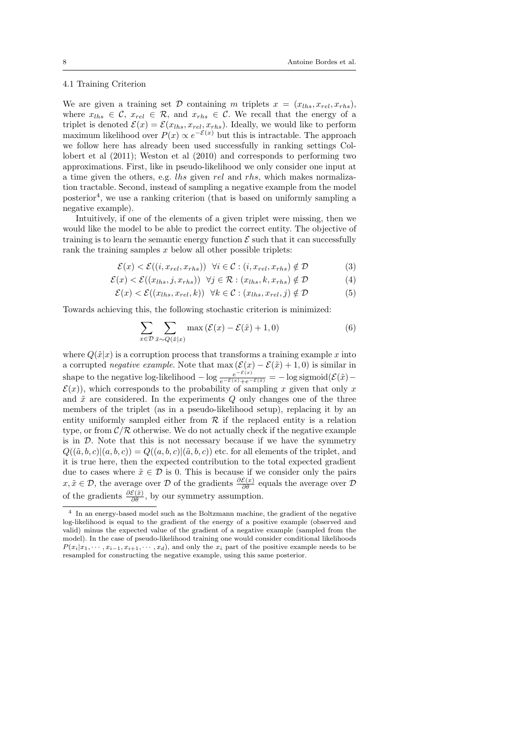### 4.1 Training Criterion

We are given a training set $\mathcal{D}$ containing $m$ triplets $x = (x_{lhs}, x_{rel}, x_{rhs})$, where $x_{lhs} \in \mathcal{C}$, $x_{rel} \in \mathcal{R}$, and $x_{rhs} \in \mathcal{C}$. We recall that the energy of a triplet is denoted $\mathcal{E}(x) = \mathcal{E}(x_{lhs}, x_{rel}, x_{rhs})$. Ideally, we would like to perform maximum likelihood over $P(x) \propto e^{-\mathcal{E}(x)}$ but this is intractable. The approach we follow here has already been used successfully in ranking settings Collobert et al (2011); Weston et al (2010) and corresponds to performing two approximations. First, like in pseudo-likelihood we only consider one input at a time given the others, e.g. *lhs* given *rel* and *rhs*, which makes normalization tractable. Second, instead of sampling a negative example from the model posterior[4], we use a ranking criterion (that is based on uniformly sampling a negative example).

Intuitively, if one of the elements of a given triplet were missing, then we would like the model to be able to predict the correct entity. The objective of training is to learn the semantic energy function $\mathcal{E}$ such that it can successfully rank the training samples $x$ below all other possible triplets:

$$\mathcal{E}(x) < \mathcal{E}((i, x_{rel}, x_{rhs})) \;\; \forall i \in \mathcal{C} : (i, x_{rel}, x_{rhs}) \notin \mathcal{D} \tag{3}$$

$$\mathcal{E}(x) < \mathcal{E}((x_{lhs}, j, x_{rhs})) \;\; \forall j \in \mathcal{R} : (x_{lhs}, k, x_{rhs}) \notin \mathcal{D} \tag{4}$$

$$\mathcal{E}(x) < \mathcal{E}((x_{lhs}, x_{rel}, k)) \;\; \forall k \in \mathcal{C} : (x_{lhs}, x_{rel}, j) \notin \mathcal{D} \tag{5}$$

Towards achieving this, the following stochastic criterion is minimized:

$$\sum_{x \in \mathcal{D}} \sum_{\tilde{x} \sim Q(\tilde{x}|x)} \max\left(\mathcal{E}(x) - \mathcal{E}(\tilde{x}) + 1, 0\right) \tag{6}$$

where $Q(\tilde{x}|x)$ is a corruption process that transforms a training example $x$ into a corrupted *negative example*. Note that $\max\left(\mathcal{E}(x) - \mathcal{E}(\tilde{x}) + 1, 0\right)$ is similar in shape to the negative log-likelihood $-\log \frac{e^{-\mathcal{E}(x)}}{e^{-\mathcal{E}(x)} + e^{-\mathcal{E}(\tilde{x})}} = -\log \text{sigmoid}(\mathcal{E}(\tilde{x}) - \mathcal{E}(x))$, which corresponds to the probability of sampling $x$ given that only $x$ and $\tilde{x}$ are considered. In the experiments $Q$ only changes one of the three members of the triplet (as in a pseudo-likelihood setup), replacing it by an entity uniformly sampled either from $\mathcal{R}$ if the replaced entity is a relation type, or from $\mathcal{C}/\mathcal{R}$ otherwise. We do not actually check if the negative example is in $\mathcal{D}$. Note that this is not necessary because if we have the symmetry $Q((\tilde{a}, b, c)|(a, b, c)) = Q((a, b, c)|(\tilde{a}, b, c))$ etc. for all elements of the triplet, and it is true here, then the expected contribution to the total expected gradient due to cases where $\tilde{x} \in \mathcal{D}$ is 0. This is because if we consider only the pairs $x, \tilde{x} \in \mathcal{D}$, the average over $\mathcal{D}$ of the gradients $\frac{\partial \mathcal{E}(x)}{\partial \theta}$ equals the average over $\mathcal{D}$ of the gradients $\frac{\partial \mathcal{E}(\tilde{x})}{\partial \theta}$, by our symmetry assumption.

[4] In an energy-based model such as the Boltzmann machine, the gradient of the negative log-likelihood is equal to the gradient of the energy of a positive example (observed and valid) minus the expected value of the gradient of a negative example (sampled from the model). In the case of pseudo-likelihood training one would consider conditional likelihoods $P(x_i|x_1, \cdots, x_{i-1}, x_{i+1}, \cdots, x_d)$, and only the $x_i$ part of the positive example needs to be resampled for constructing the negative example, using this same posterior.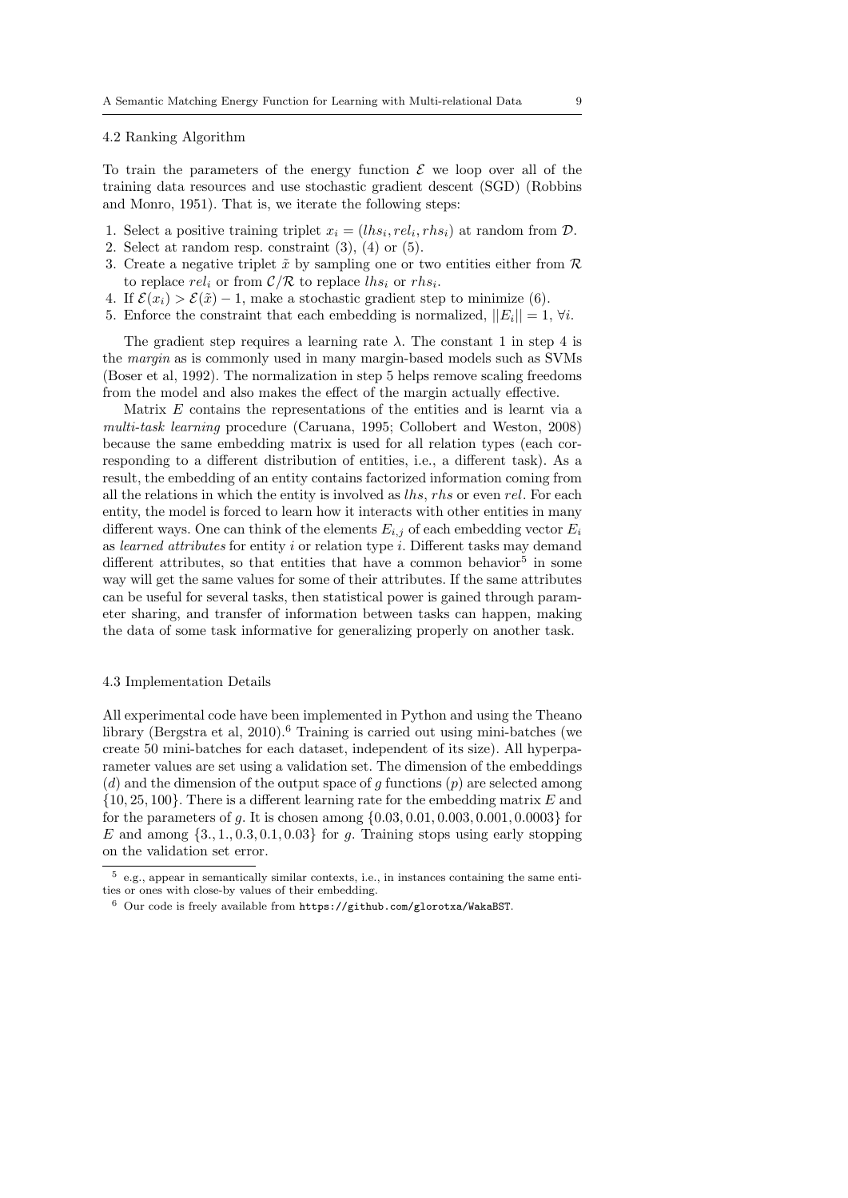### 4.2 Ranking Algorithm

To train the parameters of the energy function $\mathcal{E}$ we loop over all of the training data resources and use stochastic gradient descent (SGD) (Robbins and Monro, 1951). That is, we iterate the following steps:

1. Select a positive training triplet $x_i = (lhs_i, rel_i, rhs_i)$ at random from $\mathcal{D}$.
2. Select at random resp. constraint (3), (4) or (5).
3. Create a negative triplet $\tilde{x}$ by sampling one or two entities either from $\mathcal{R}$ to replace $rel_i$ or from $\mathcal{C}/\mathcal{R}$ to replace $lhs_i$ or $rhs_i$.
4. If $\mathcal{E}(x_i) > \mathcal{E}(\tilde{x}) - 1$, make a stochastic gradient step to minimize (6).
5. Enforce the constraint that each embedding is normalized, $||E_i|| = 1$, $\forall i$.

The gradient step requires a learning rate $\lambda$. The constant 1 in step 4 is the *margin* as is commonly used in many margin-based models such as SVMs (Boser et al, 1992). The normalization in step 5 helps remove scaling freedoms from the model and also makes the effect of the margin actually effective.

Matrix $E$ contains the representations of the entities and is learnt via a *multi-task learning* procedure (Caruana, 1995; Collobert and Weston, 2008) because the same embedding matrix is used for all relation types (each corresponding to a different distribution of entities, i.e., a different task). As a result, the embedding of an entity contains factorized information coming from all the relations in which the entity is involved as $lhs$, $rhs$ or even $rel$. For each entity, the model is forced to learn how it interacts with other entities in many different ways. One can think of the elements $E_{i,j}$ of each embedding vector $E_i$ as *learned attributes* for entity $i$ or relation type $i$. Different tasks may demand different attributes, so that entities that have a common behavior[5] in some way will get the same values for some of their attributes. If the same attributes can be useful for several tasks, then statistical power is gained through parameter sharing, and transfer of information between tasks can happen, making the data of some task informative for generalizing properly on another task.

### 4.3 Implementation Details

All experimental code have been implemented in Python and using the Theano library (Bergstra et al, 2010).[6] Training is carried out using mini-batches (we create 50 mini-batches for each dataset, independent of its size). All hyperparameter values are set using a validation set. The dimension of the embeddings ($d$) and the dimension of the output space of $g$ functions ($p$) are selected among $\{10, 25, 100\}$. There is a different learning rate for the embedding matrix $E$ and for the parameters of $g$. It is chosen among $\{0.03, 0.01, 0.003, 0.001, 0.0003\}$ for $E$ and among $\{3., 1., 0.3, 0.1, 0.03\}$ for $g$. Training stops using early stopping on the validation set error.

[5] e.g., appear in semantically similar contexts, i.e., in instances containing the same entities or ones with close-by values of their embedding.

[6] Our code is freely available from `https://github.com/glorotxa/WakaBST`.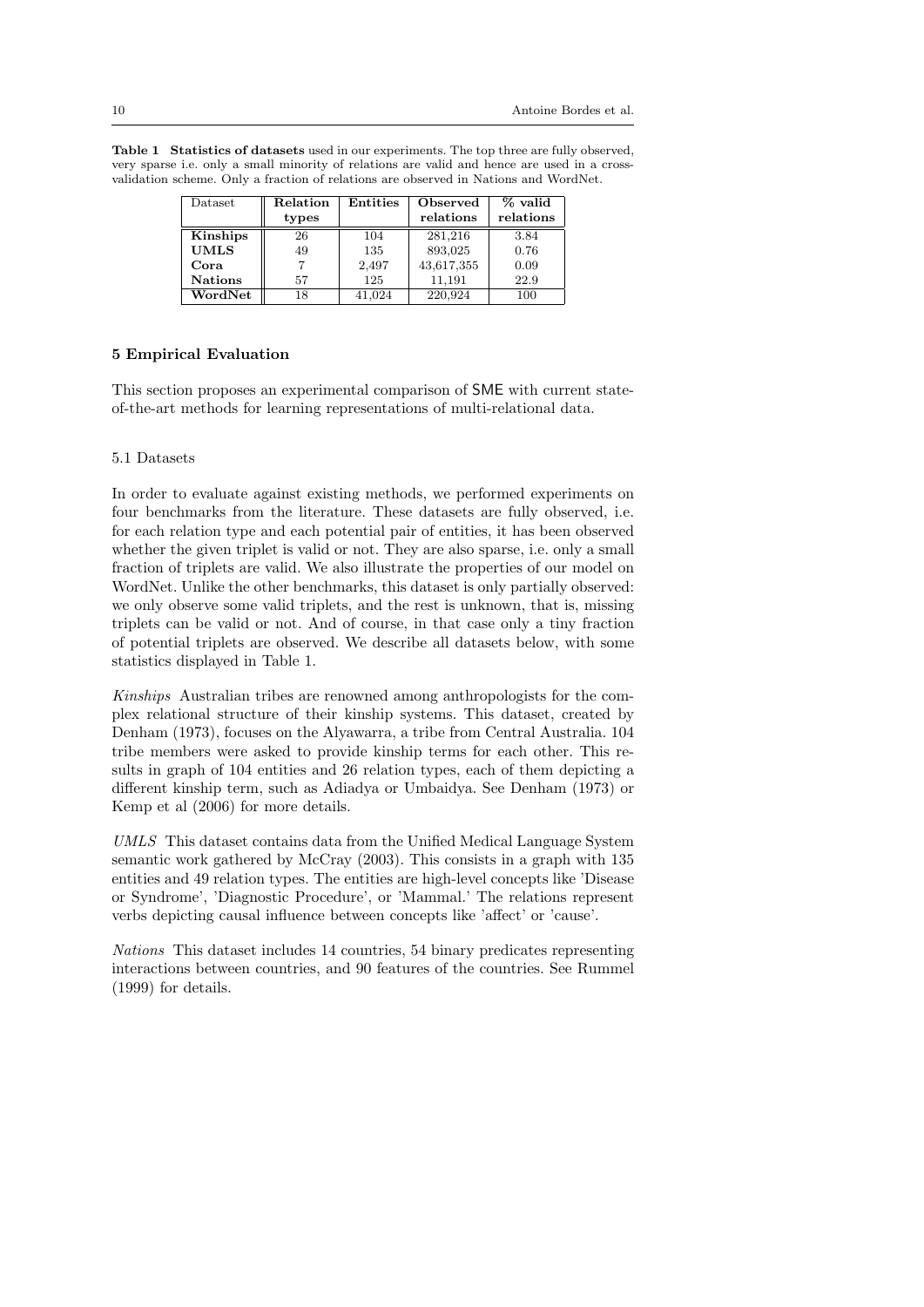**Table 1** **Statistics of datasets** used in our experiments. The top three are fully observed, very sparse i.e. only a small minority of relations are valid and hence are used in a cross-validation scheme. Only a fraction of relations are observed in Nations and WordNet.

| Dataset | **Relation types** | **Entities** | **Observed relations** | **% valid relations** |
|---|---|---|---|---|
| **Kinships** | 26 | 104 | 281,216 | 3.84 |
| **UMLS** | 49 | 135 | 893,025 | 0.76 |
| **Cora** | 7 | 2,497 | 43,617,355 | 0.09 |
| **Nations** | 57 | 125 | 11,191 | 22.9 |
| **WordNet** | 18 | 41,024 | 220,924 | 100 |

## 5 Empirical Evaluation

This section proposes an experimental comparison of SME with current state-of-the-art methods for learning representations of multi-relational data.

### 5.1 Datasets

In order to evaluate against existing methods, we performed experiments on four benchmarks from the literature. These datasets are fully observed, i.e. for each relation type and each potential pair of entities, it has been observed whether the given triplet is valid or not. They are also sparse, i.e. only a small fraction of triplets are valid. We also illustrate the properties of our model on WordNet. Unlike the other benchmarks, this dataset is only partially observed: we only observe some valid triplets, and the rest is unknown, that is, missing triplets can be valid or not. And of course, in that case only a tiny fraction of potential triplets are observed. We describe all datasets below, with some statistics displayed in Table 1.

*Kinships* Australian tribes are renowned among anthropologists for the complex relational structure of their kinship systems. This dataset, created by Denham (1973), focuses on the Alyawarra, a tribe from Central Australia. 104 tribe members were asked to provide kinship terms for each other. This results in graph of 104 entities and 26 relation types, each of them depicting a different kinship term, such as Adiadya or Umbaidya. See Denham (1973) or Kemp et al (2006) for more details.

*UMLS* This dataset contains data from the Unified Medical Language System semantic work gathered by McCray (2003). This consists in a graph with 135 entities and 49 relation types. The entities are high-level concepts like 'Disease or Syndrome', 'Diagnostic Procedure', or 'Mammal.' The relations represent verbs depicting causal influence between concepts like 'affect' or 'cause'.

*Nations* This dataset includes 14 countries, 54 binary predicates representing interactions between countries, and 90 features of the countries. See Rummel (1999) for details.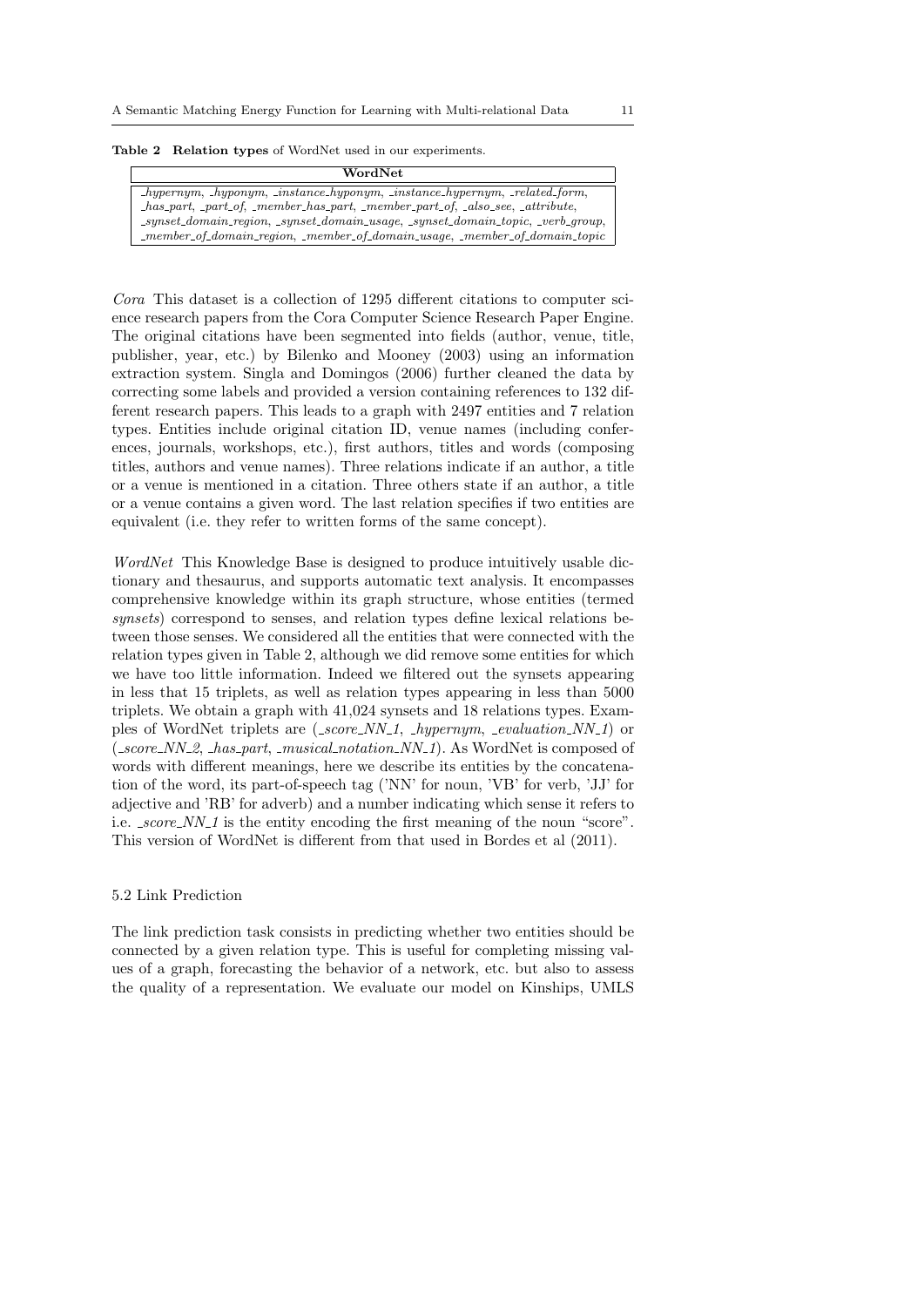**Table 2 Relation types** of WordNet used in our experiments.

| WordNet |
|---|
| *_hypernym, _hyponym, _instance_hyponym, _instance_hypernym, _related_form, _has_part, _part_of, _member_has_part, _member_part_of, _also_see, _attribute, _synset_domain_region, _synset_domain_usage, _synset_domain_topic, _verb_group, _member_of_domain_region, _member_of_domain_usage, _member_of_domain_topic* |

*Cora* This dataset is a collection of 1295 different citations to computer science research papers from the Cora Computer Science Research Paper Engine. The original citations have been segmented into fields (author, venue, title, publisher, year, etc.) by Bilenko and Mooney (2003) using an information extraction system. Singla and Domingos (2006) further cleaned the data by correcting some labels and provided a version containing references to 132 different research papers. This leads to a graph with 2497 entities and 7 relation types. Entities include original citation ID, venue names (including conferences, journals, workshops, etc.), first authors, titles and words (composing titles, authors and venue names). Three relations indicate if an author, a title or a venue is mentioned in a citation. Three others state if an author, a title or a venue contains a given word. The last relation specifies if two entities are equivalent (i.e. they refer to written forms of the same concept).

*WordNet* This Knowledge Base is designed to produce intuitively usable dictionary and thesaurus, and supports automatic text analysis. It encompasses comprehensive knowledge within its graph structure, whose entities (termed *synsets*) correspond to senses, and relation types define lexical relations between those senses. We considered all the entities that were connected with the relation types given in Table 2, although we did remove some entities for which we have too little information. Indeed we filtered out the synsets appearing in less that 15 triplets, as well as relation types appearing in less than 5000 triplets. We obtain a graph with 41,024 synsets and 18 relations types. Examples of WordNet triplets are (*_score_NN_1*, *_hypernym*, *_evaluation_NN_1*) or (*_score_NN_2*, *_has_part*, *_musical_notation_NN_1*). As WordNet is composed of words with different meanings, here we describe its entities by the concatenation of the word, its part-of-speech tag ('NN' for noun, 'VB' for verb, 'JJ' for adjective and 'RB' for adverb) and a number indicating which sense it refers to i.e. *_score_NN_1* is the entity encoding the first meaning of the noun "score". This version of WordNet is different from that used in Bordes et al (2011).

### 5.2 Link Prediction

The link prediction task consists in predicting whether two entities should be connected by a given relation type. This is useful for completing missing values of a graph, forecasting the behavior of a network, etc. but also to assess the quality of a representation. We evaluate our model on Kinships, UMLS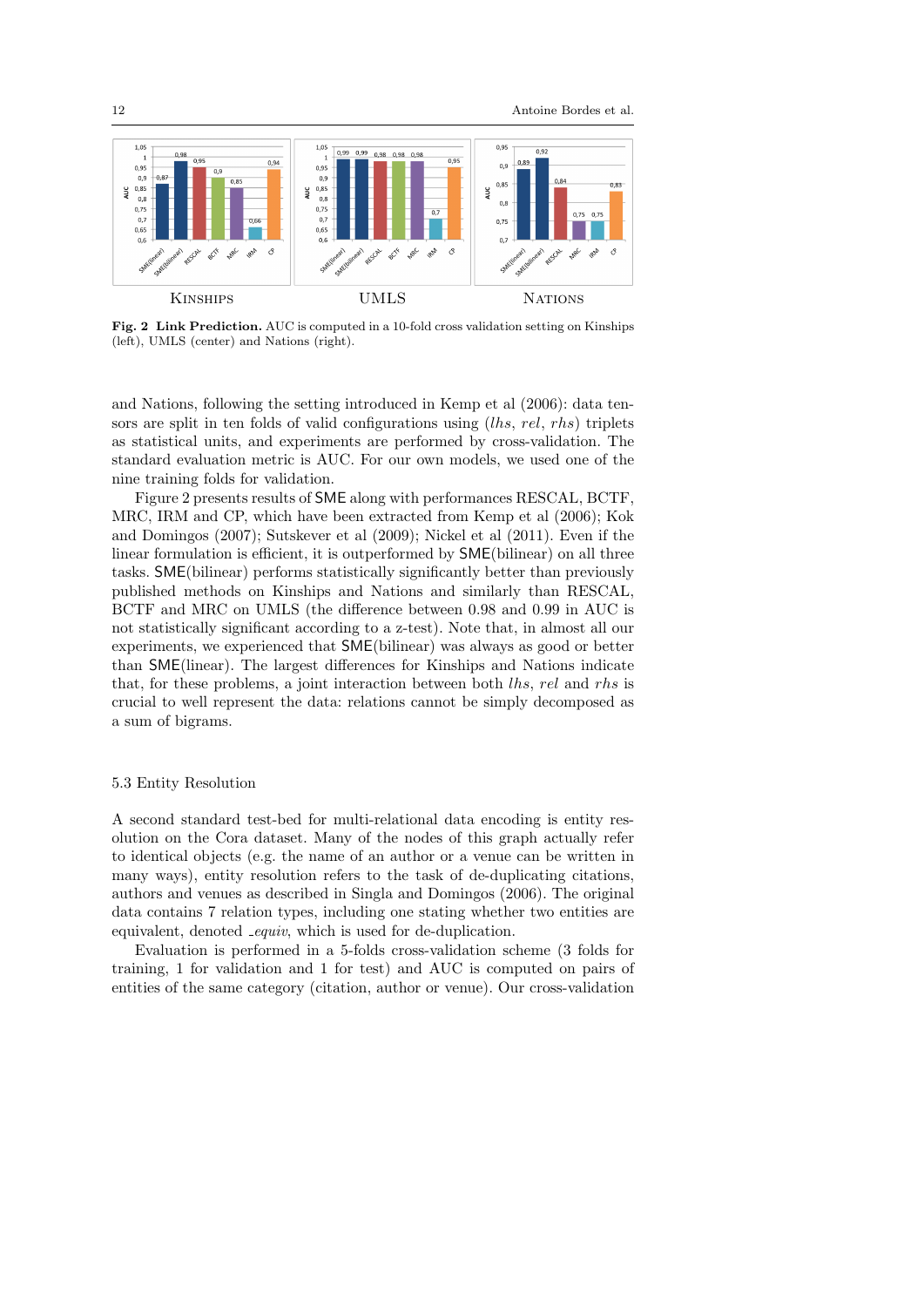KINSHIPS UMLS NATIONS

**Fig. 2 Link Prediction.** AUC is computed in a 10-fold cross validation setting on Kinships (left), UMLS (center) and Nations (right).

and Nations, following the setting introduced in Kemp et al (2006): data tensors are split in ten folds of valid configurations using (*lhs*, *rel*, *rhs*) triplets as statistical units, and experiments are performed by cross-validation. The standard evaluation metric is AUC. For our own models, we used one of the nine training folds for validation.

Figure 2 presents results of SME along with performances RESCAL, BCTF, MRC, IRM and CP, which have been extracted from Kemp et al (2006); Kok and Domingos (2007); Sutskever et al (2009); Nickel et al (2011). Even if the linear formulation is efficient, it is outperformed by SME(bilinear) on all three tasks. SME(bilinear) performs statistically significantly better than previously published methods on Kinships and Nations and similarly than RESCAL, BCTF and MRC on UMLS (the difference between 0.98 and 0.99 in AUC is not statistically significant according to a z-test). Note that, in almost all our experiments, we experienced that SME(bilinear) was always as good or better than SME(linear). The largest differences for Kinships and Nations indicate that, for these problems, a joint interaction between both *lhs*, *rel* and *rhs* is crucial to well represent the data: relations cannot be simply decomposed as a sum of bigrams.

### 5.3 Entity Resolution

A second standard test-bed for multi-relational data encoding is entity resolution on the Cora dataset. Many of the nodes of this graph actually refer to identical objects (e.g. the name of an author or a venue can be written in many ways), entity resolution refers to the task of de-duplicating citations, authors and venues as described in Singla and Domingos (2006). The original data contains 7 relation types, including one stating whether two entities are equivalent, denoted *_equiv*, which is used for de-duplication.

Evaluation is performed in a 5-folds cross-validation scheme (3 folds for training, 1 for validation and 1 for test) and AUC is computed on pairs of entities of the same category (citation, author or venue). Our cross-validation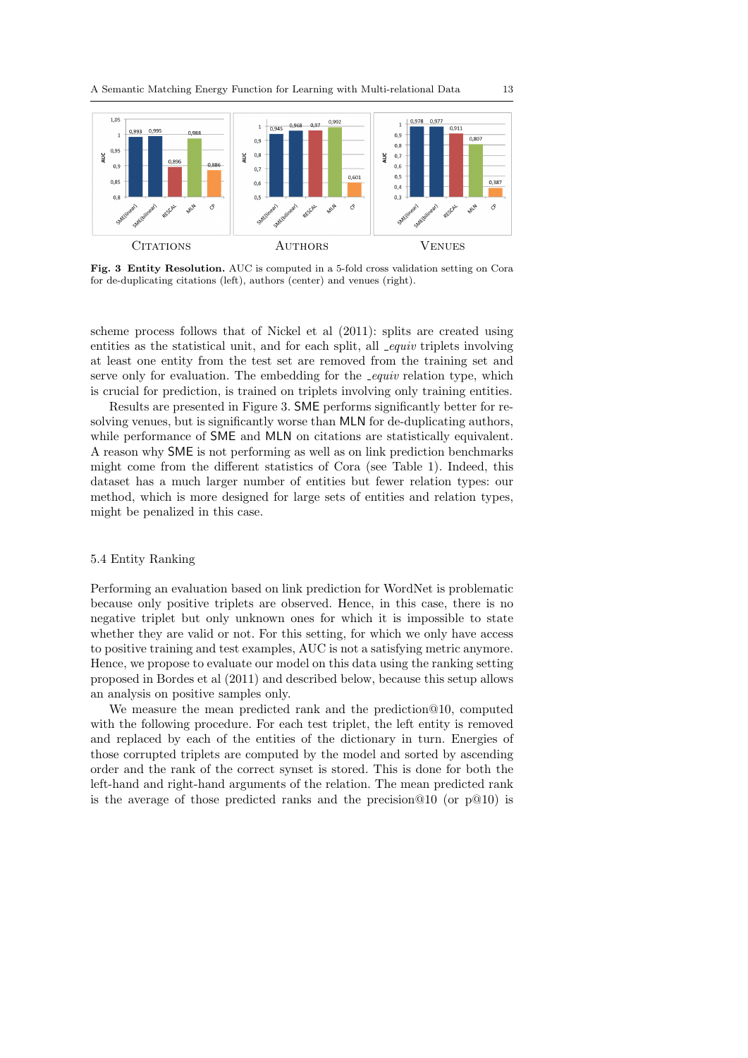**Fig. 3 Entity Resolution.** AUC is computed in a 5-fold cross validation setting on Cora for de-duplicating citations (left), authors (center) and venues (right).

scheme process follows that of Nickel et al (2011): splits are created using entities as the statistical unit, and for each split, all *_equiv* triplets involving at least one entity from the test set are removed from the training set and serve only for evaluation. The embedding for the *_equiv* relation type, which is crucial for prediction, is trained on triplets involving only training entities.

Results are presented in Figure 3. SME performs significantly better for resolving venues, but is significantly worse than MLN for de-duplicating authors, while performance of SME and MLN on citations are statistically equivalent. A reason why SME is not performing as well as on link prediction benchmarks might come from the different statistics of Cora (see Table 1). Indeed, this dataset has a much larger number of entities but fewer relation types: our method, which is more designed for large sets of entities and relation types, might be penalized in this case.

### 5.4 Entity Ranking

Performing an evaluation based on link prediction for WordNet is problematic because only positive triplets are observed. Hence, in this case, there is no negative triplet but only unknown ones for which it is impossible to state whether they are valid or not. For this setting, for which we only have access to positive training and test examples, AUC is not a satisfying metric anymore. Hence, we propose to evaluate our model on this data using the ranking setting proposed in Bordes et al (2011) and described below, because this setup allows an analysis on positive samples only.

We measure the mean predicted rank and the prediction@10, computed with the following procedure. For each test triplet, the left entity is removed and replaced by each of the entities of the dictionary in turn. Energies of those corrupted triplets are computed by the model and sorted by ascending order and the rank of the correct synset is stored. This is done for both the left-hand and right-hand arguments of the relation. The mean predicted rank is the average of those predicted ranks and the precision@10 (or p@10) is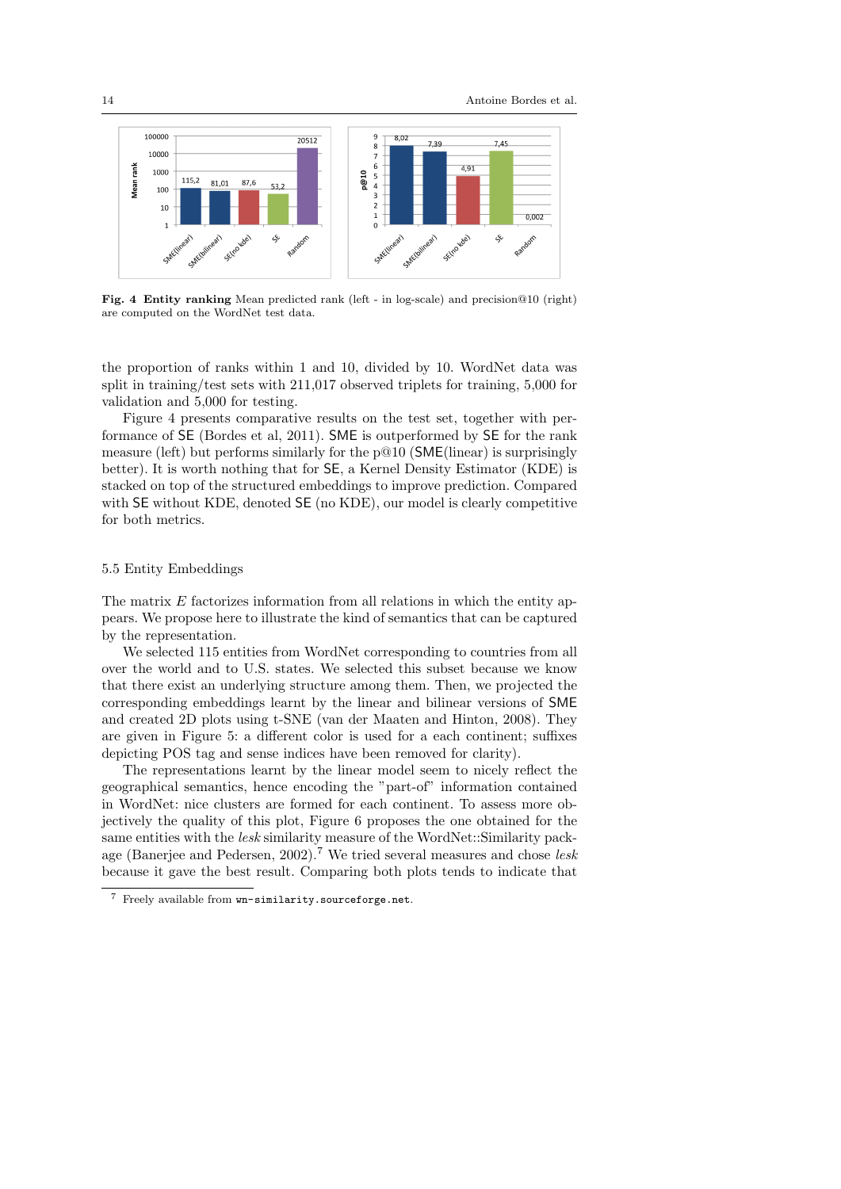**Fig. 4 Entity ranking** Mean predicted rank (left - in log-scale) and precision@10 (right) are computed on the WordNet test data.

the proportion of ranks within 1 and 10, divided by 10. WordNet data was split in training/test sets with 211,017 observed triplets for training, 5,000 for validation and 5,000 for testing.

Figure 4 presents comparative results on the test set, together with performance of SE (Bordes et al, 2011). SME is outperformed by SE for the rank measure (left) but performs similarly for the p@10 (SME(linear) is surprisingly better). It is worth nothing that for SE, a Kernel Density Estimator (KDE) is stacked on top of the structured embeddings to improve prediction. Compared with SE without KDE, denoted SE (no KDE), our model is clearly competitive for both metrics.

### 5.5 Entity Embeddings

The matrix $E$ factorizes information from all relations in which the entity appears. We propose here to illustrate the kind of semantics that can be captured by the representation.

We selected 115 entities from WordNet corresponding to countries from all over the world and to U.S. states. We selected this subset because we know that there exist an underlying structure among them. Then, we projected the corresponding embeddings learnt by the linear and bilinear versions of SME and created 2D plots using t-SNE (van der Maaten and Hinton, 2008). They are given in Figure 5: a different color is used for a each continent; suffixes depicting POS tag and sense indices have been removed for clarity).

The representations learnt by the linear model seem to nicely reflect the geographical semantics, hence encoding the "part-of" information contained in WordNet: nice clusters are formed for each continent. To assess more objectively the quality of this plot, Figure 6 proposes the one obtained for the same entities with the *lesk* similarity measure of the WordNet::Similarity package (Banerjee and Pedersen, 2002).[7] We tried several measures and chose *lesk* because it gave the best result. Comparing both plots tends to indicate that

[7] Freely available from `wn-similarity.sourceforge.net`.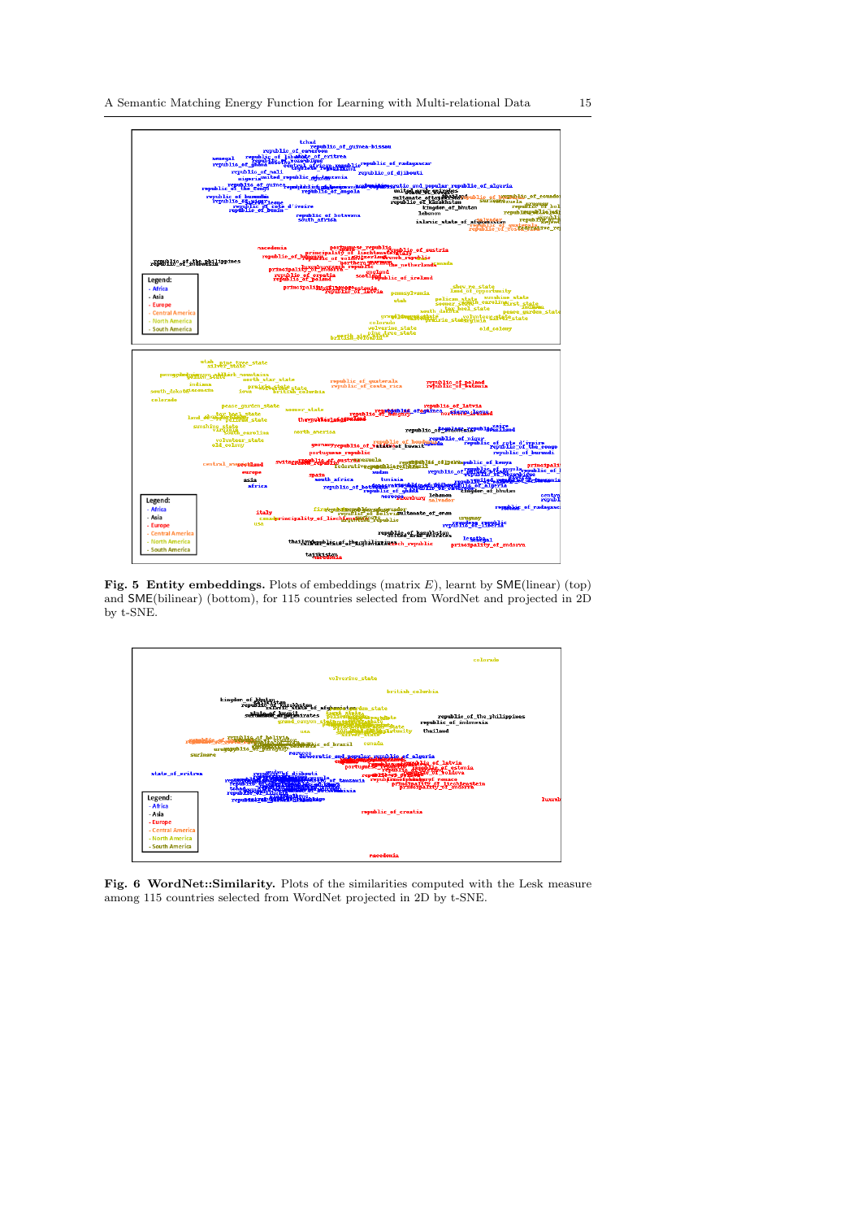**Fig. 5 Entity embeddings.** Plots of embeddings (matrix $E$), learnt by SME(linear) (top) and SME(bilinear) (bottom), for 115 countries selected from WordNet and projected in 2D by t-SNE.

**Fig. 6 WordNet::Similarity.** Plots of the similarities computed with the Lesk measure among 115 countries selected from WordNet projected in 2D by t-SNE.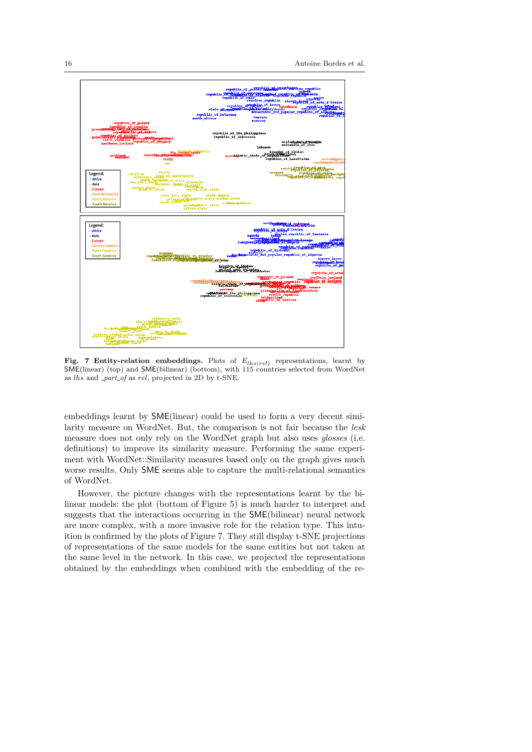**Fig. 7 Entity-relation embeddings.** Plots of $E_{lhs(rel)}$ representations, learnt by SME(linear) (top) and SME(bilinear) (bottom), with 115 countries selected from WordNet as *lhs* and *_part_of* as *rel*, projected in 2D by t-SNE.

embeddings learnt by SME(linear) could be used to form a very decent similarity measure on WordNet. But, the comparison is not fair because the *lesk* measure does not only rely on the WordNet graph but also uses *glosses* (i.e. definitions) to improve its similarity measure. Performing the same experiment with WordNet::Similarity measures based only on the graph gives much worse results. Only SME seems able to capture the multi-relational semantics of WordNet.

However, the picture changes with the representations learnt by the bilinear models: the plot (bottom of Figure 5) is much harder to interpret and suggests that the interactions occurring in the SME(bilinear) neural network are more complex, with a more invasive role for the relation type. This intuition is confirmed by the plots of Figure 7. They still display t-SNE projections of representations of the same models for the same entities but not taken at the same level in the network. In this case, we projected the representations obtained by the embeddings when combined with the embedding of the re-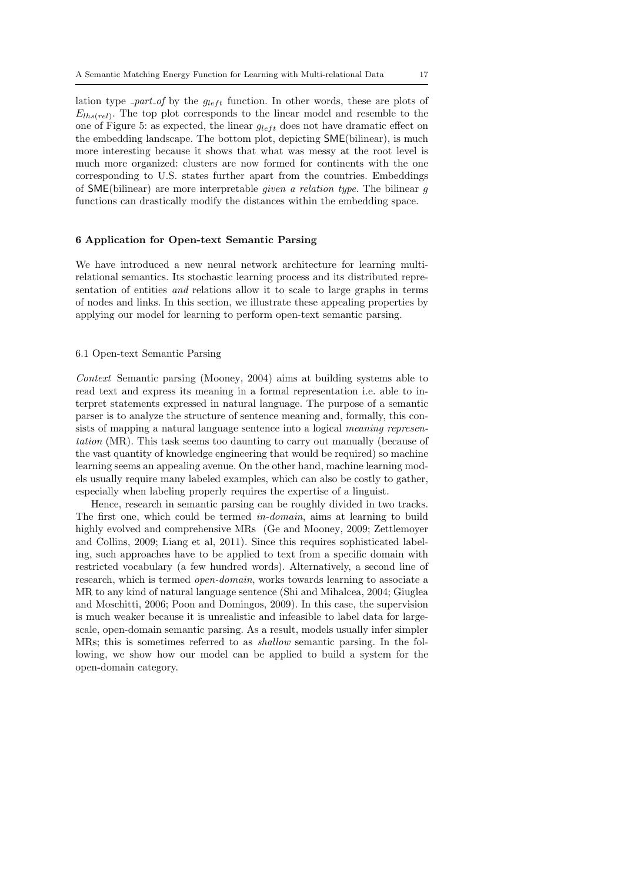lation type *_part_of* by the $g_{left}$ function. In other words, these are plots of $E_{lhs(rel)}$. The top plot corresponds to the linear model and resemble to the one of Figure 5: as expected, the linear $g_{left}$ does not have dramatic effect on the embedding landscape. The bottom plot, depicting SME(bilinear), is much more interesting because it shows that what was messy at the root level is much more organized: clusters are now formed for continents with the one corresponding to U.S. states further apart from the countries. Embeddings of SME(bilinear) are more interpretable *given a relation type*. The bilinear $g$ functions can drastically modify the distances within the embedding space.

## 6 Application for Open-text Semantic Parsing

We have introduced a new neural network architecture for learning multi-relational semantics. Its stochastic learning process and its distributed representation of entities *and* relations allow it to scale to large graphs in terms of nodes and links. In this section, we illustrate these appealing properties by applying our model for learning to perform open-text semantic parsing.

### 6.1 Open-text Semantic Parsing

*Context* Semantic parsing (Mooney, 2004) aims at building systems able to read text and express its meaning in a formal representation i.e. able to interpret statements expressed in natural language. The purpose of a semantic parser is to analyze the structure of sentence meaning and, formally, this consists of mapping a natural language sentence into a logical *meaning representation* (MR). This task seems too daunting to carry out manually (because of the vast quantity of knowledge engineering that would be required) so machine learning seems an appealing avenue. On the other hand, machine learning models usually require many labeled examples, which can also be costly to gather, especially when labeling properly requires the expertise of a linguist.

Hence, research in semantic parsing can be roughly divided in two tracks. The first one, which could be termed *in-domain*, aims at learning to build highly evolved and comprehensive MRs (Ge and Mooney, 2009; Zettlemoyer and Collins, 2009; Liang et al, 2011). Since this requires sophisticated labeling, such approaches have to be applied to text from a specific domain with restricted vocabulary (a few hundred words). Alternatively, a second line of research, which is termed *open-domain*, works towards learning to associate a MR to any kind of natural language sentence (Shi and Mihalcea, 2004; Giuglea and Moschitti, 2006; Poon and Domingos, 2009). In this case, the supervision is much weaker because it is unrealistic and infeasible to label data for large-scale, open-domain semantic parsing. As a result, models usually infer simpler MRs; this is sometimes referred to as *shallow* semantic parsing. In the following, we show how our model can be applied to build a system for the open-domain category.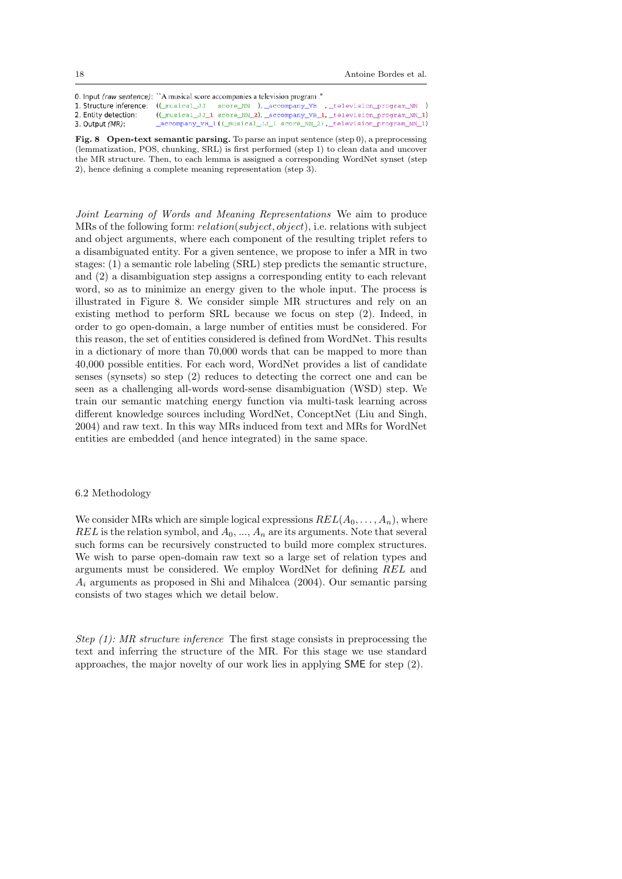```
0. Input (raw sentence): ``A musical score accompanies a television program ."
1. Structure inference:  ((_musical_JJ   score_NN  ), _accompany_VB  , _television_program_NN  )
2. Entity detection:     ((_musical_JJ_1 score_NN_2), _accompany_VB_1, _television_program_NN_1)
3. Output (MR):          _accompany_VB_1((_musical_JJ_1 score_NN_2), _television_program_NN_1)
```

**Fig. 8 Open-text semantic parsing.** To parse an input sentence (step 0), a preprocessing (lemmatization, POS, chunking, SRL) is first performed (step 1) to clean data and uncover the MR structure. Then, to each lemma is assigned a corresponding WordNet synset (step 2), hence defining a complete meaning representation (step 3).

*Joint Learning of Words and Meaning Representations* We aim to produce MRs of the following form: $relation(subject, object)$, i.e. relations with subject and object arguments, where each component of the resulting triplet refers to a disambiguated entity. For a given sentence, we propose to infer a MR in two stages: (1) a semantic role labeling (SRL) step predicts the semantic structure, and (2) a disambiguation step assigns a corresponding entity to each relevant word, so as to minimize an energy given to the whole input. The process is illustrated in Figure 8. We consider simple MR structures and rely on an existing method to perform SRL because we focus on step (2). Indeed, in order to go open-domain, a large number of entities must be considered. For this reason, the set of entities considered is defined from WordNet. This results in a dictionary of more than 70,000 words that can be mapped to more than 40,000 possible entities. For each word, WordNet provides a list of candidate senses (synsets) so step (2) reduces to detecting the correct one and can be seen as a challenging all-words word-sense disambiguation (WSD) step. We train our semantic matching energy function via multi-task learning across different knowledge sources including WordNet, ConceptNet (Liu and Singh, 2004) and raw text. In this way MRs induced from text and MRs for WordNet entities are embedded (and hence integrated) in the same space.

### 6.2 Methodology

We consider MRs which are simple logical expressions $REL(A_0, \ldots, A_n)$, where $REL$ is the relation symbol, and $A_0$, ..., $A_n$ are its arguments. Note that several such forms can be recursively constructed to build more complex structures. We wish to parse open-domain raw text so a large set of relation types and arguments must be considered. We employ WordNet for defining $REL$ and $A_i$ arguments as proposed in Shi and Mihalcea (2004). Our semantic parsing consists of two stages which we detail below.

*Step (1): MR structure inference* The first stage consists in preprocessing the text and inferring the structure of the MR. For this stage we use standard approaches, the major novelty of our work lies in applying SME for step (2).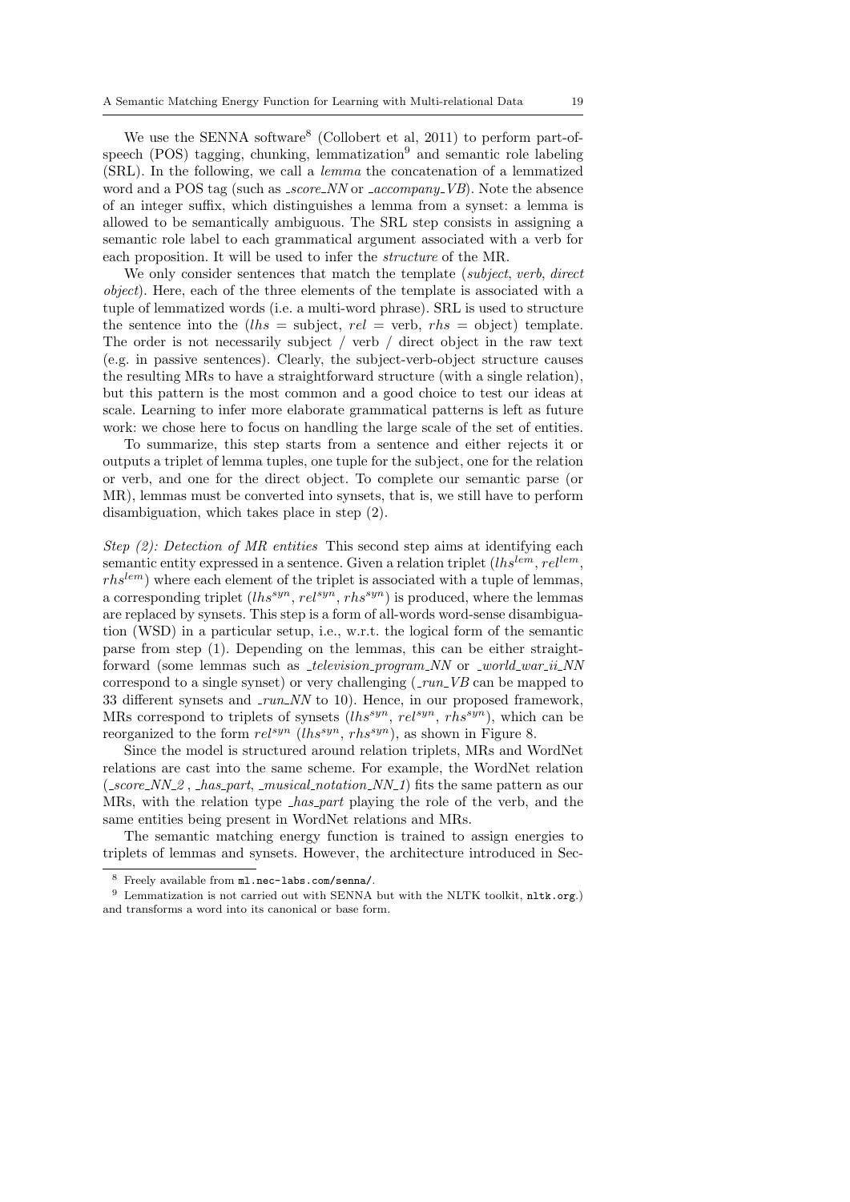We use the SENNA software[8] (Collobert et al, 2011) to perform part-of-speech (POS) tagging, chunking, lemmatization[9] and semantic role labeling (SRL). In the following, we call a *lemma* the concatenation of a lemmatized word and a POS tag (such as *_score_NN* or *_accompany_VB*). Note the absence of an integer suffix, which distinguishes a lemma from a synset: a lemma is allowed to be semantically ambiguous. The SRL step consists in assigning a semantic role label to each grammatical argument associated with a verb for each proposition. It will be used to infer the *structure* of the MR.

We only consider sentences that match the template (*subject*, *verb*, *direct object*). Here, each of the three elements of the template is associated with a tuple of lemmatized words (i.e. a multi-word phrase). SRL is used to structure the sentence into the ($lhs$ = subject, $rel$ = verb, $rhs$ = object) template. The order is not necessarily subject / verb / direct object in the raw text (e.g. in passive sentences). Clearly, the subject-verb-object structure causes the resulting MRs to have a straightforward structure (with a single relation), but this pattern is the most common and a good choice to test our ideas at scale. Learning to infer more elaborate grammatical patterns is left as future work: we chose here to focus on handling the large scale of the set of entities.

To summarize, this step starts from a sentence and either rejects it or outputs a triplet of lemma tuples, one tuple for the subject, one for the relation or verb, and one for the direct object. To complete our semantic parse (or MR), lemmas must be converted into synsets, that is, we still have to perform disambiguation, which takes place in step (2).

*Step (2): Detection of MR entities* This second step aims at identifying each semantic entity expressed in a sentence. Given a relation triplet ($lhs^{lem}$, $rel^{lem}$, $rhs^{lem}$) where each element of the triplet is associated with a tuple of lemmas, a corresponding triplet ($lhs^{syn}$, $rel^{syn}$, $rhs^{syn}$) is produced, where the lemmas are replaced by synsets. This step is a form of all-words word-sense disambiguation (WSD) in a particular setup, i.e., w.r.t. the logical form of the semantic parse from step (1). Depending on the lemmas, this can be either straightforward (some lemmas such as *_television_program_NN* or *_world_war_ii_NN* correspond to a single synset) or very challenging (*_run_VB* can be mapped to 33 different synsets and *_run_NN* to 10). Hence, in our proposed framework, MRs correspond to triplets of synsets ($lhs^{syn}$, $rel^{syn}$, $rhs^{syn}$), which can be reorganized to the form $rel^{syn}$ ($lhs^{syn}$, $rhs^{syn}$), as shown in Figure 8.

Since the model is structured around relation triplets, MRs and WordNet relations are cast into the same scheme. For example, the WordNet relation (*_score_NN_2* , *_has_part*, *_musical_notation_NN_1*) fits the same pattern as our MRs, with the relation type *_has_part* playing the role of the verb, and the same entities being present in WordNet relations and MRs.

The semantic matching energy function is trained to assign energies to triplets of lemmas and synsets. However, the architecture introduced in Sec-

---

[8] Freely available from `ml.nec-labs.com/senna/`.

[9] Lemmatization is not carried out with SENNA but with the NLTK toolkit, `nltk.org`.) and transforms a word into its canonical or base form.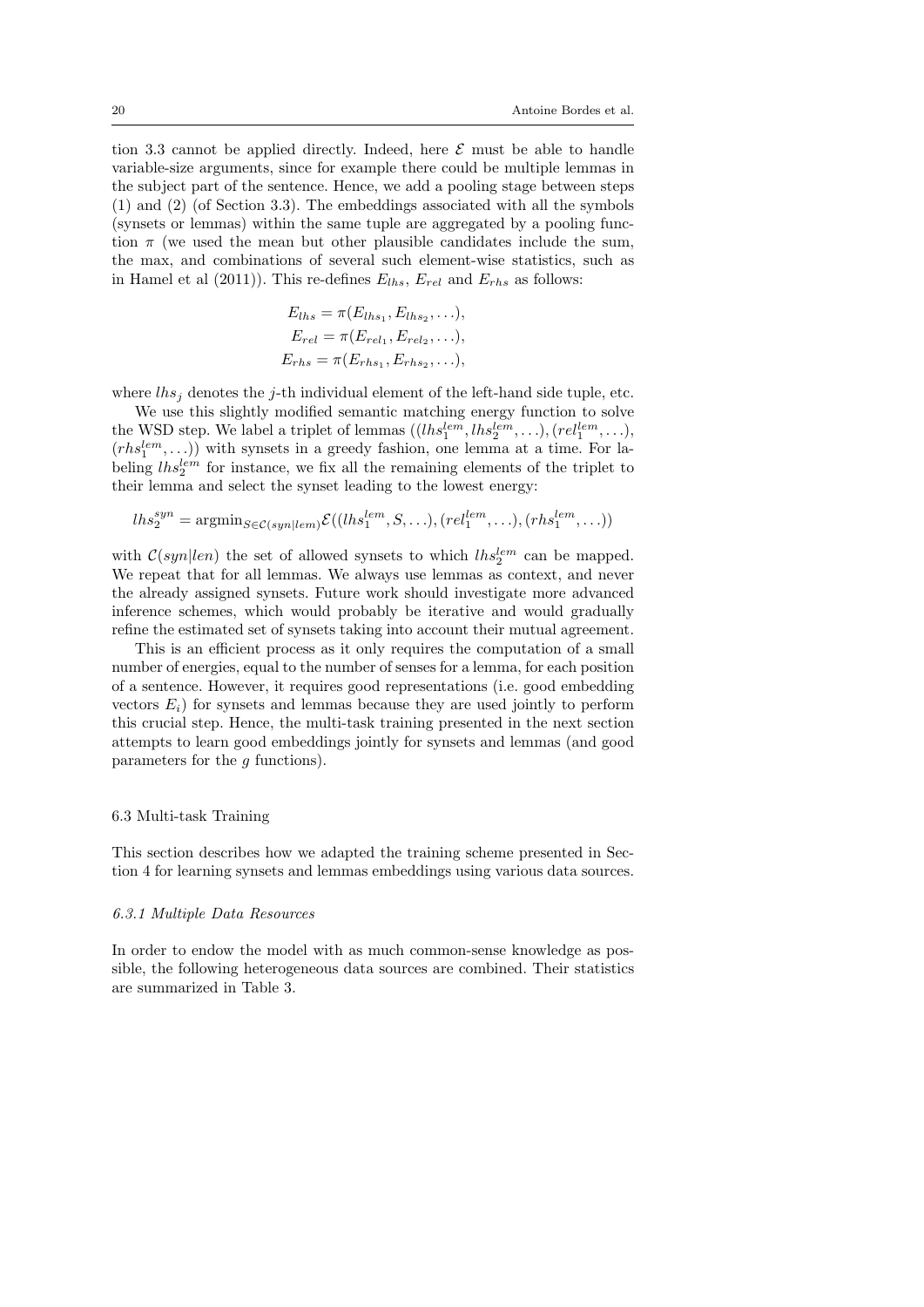tion 3.3 cannot be applied directly. Indeed, here $\mathcal{E}$ must be able to handle variable-size arguments, since for example there could be multiple lemmas in the subject part of the sentence. Hence, we add a pooling stage between steps (1) and (2) (of Section 3.3). The embeddings associated with all the symbols (synsets or lemmas) within the same tuple are aggregated by a pooling function $\pi$ (we used the mean but other plausible candidates include the sum, the max, and combinations of several such element-wise statistics, such as in Hamel et al (2011)). This re-defines $E_{lhs}$, $E_{rel}$ and $E_{rhs}$ as follows:

$$
\begin{aligned}
E_{lhs} &= \pi(E_{lhs_1}, E_{lhs_2}, \ldots), \\
E_{rel} &= \pi(E_{rel_1}, E_{rel_2}, \ldots), \\
E_{rhs} &= \pi(E_{rhs_1}, E_{rhs_2}, \ldots),
\end{aligned}
$$

where $lhs_j$ denotes the $j$-th individual element of the left-hand side tuple, etc.

We use this slightly modified semantic matching energy function to solve the WSD step. We label a triplet of lemmas $((lhs_1^{lem}, lhs_2^{lem}, \ldots), (rel_1^{lem}, \ldots), (rhs_1^{lem}, \ldots))$ with synsets in a greedy fashion, one lemma at a time. For labeling $lhs_2^{lem}$ for instance, we fix all the remaining elements of the triplet to their lemma and select the synset leading to the lowest energy:

$$
lhs_2^{syn} = \text{argmin}_{S \in \mathcal{C}(syn|lem)} \mathcal{E}((lhs_1^{lem}, S, \ldots), (rel_1^{lem}, \ldots), (rhs_1^{lem}, \ldots))
$$

with $\mathcal{C}(syn|len)$ the set of allowed synsets to which $lhs_2^{lem}$ can be mapped. We repeat that for all lemmas. We always use lemmas as context, and never the already assigned synsets. Future work should investigate more advanced inference schemes, which would probably be iterative and would gradually refine the estimated set of synsets taking into account their mutual agreement.

This is an efficient process as it only requires the computation of a small number of energies, equal to the number of senses for a lemma, for each position of a sentence. However, it requires good representations (i.e. good embedding vectors $E_i$) for synsets and lemmas because they are used jointly to perform this crucial step. Hence, the multi-task training presented in the next section attempts to learn good embeddings jointly for synsets and lemmas (and good parameters for the $g$ functions).

## 6.3 Multi-task Training

This section describes how we adapted the training scheme presented in Section 4 for learning synsets and lemmas embeddings using various data sources.

### *6.3.1 Multiple Data Resources*

In order to endow the model with as much common-sense knowledge as possible, the following heterogeneous data sources are combined. Their statistics are summarized in Table 3.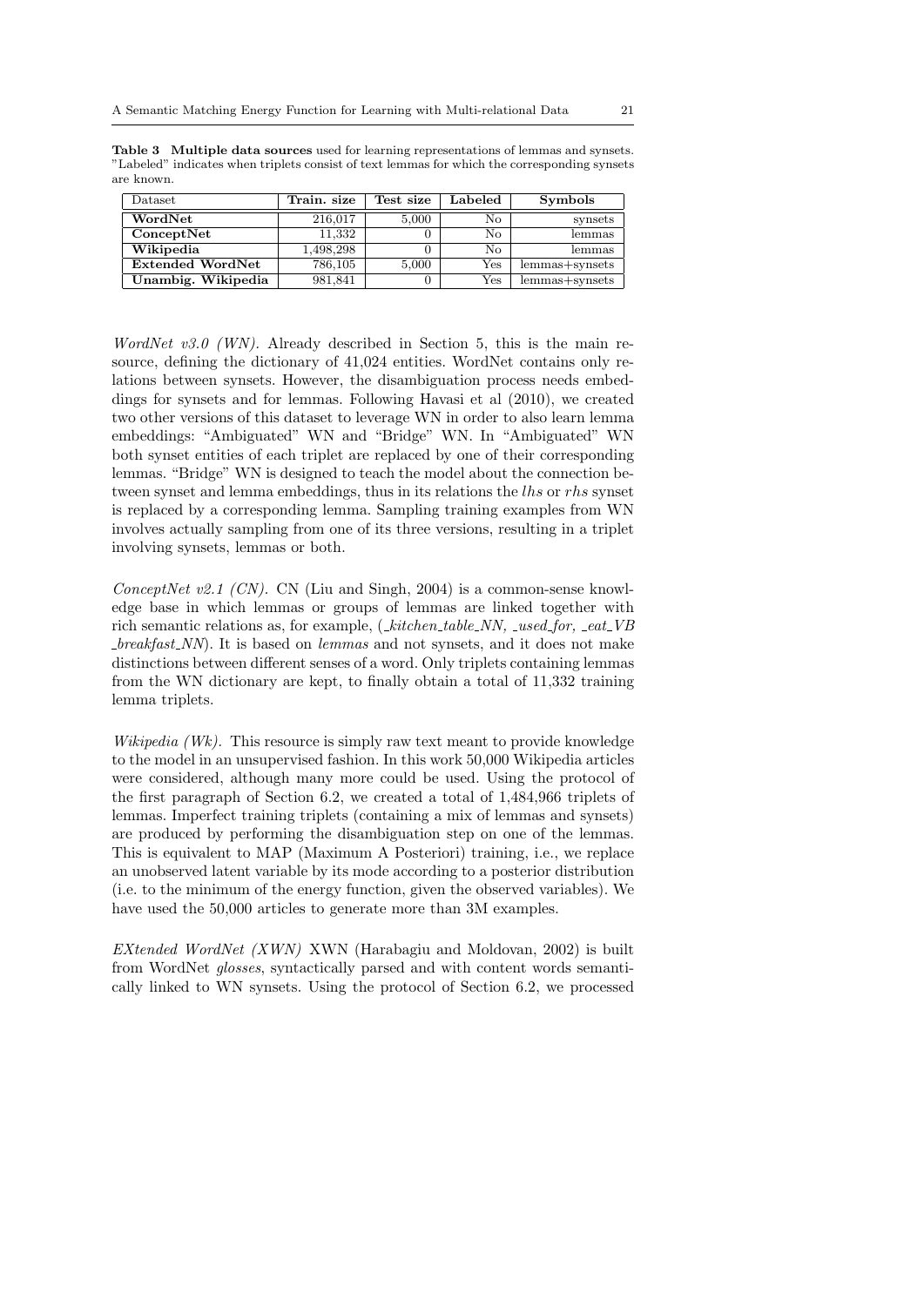**Table 3** **Multiple data sources** used for learning representations of lemmas and synsets. "Labeled" indicates when triplets consist of text lemmas for which the corresponding synsets are known.

| Dataset | Train. size | Test size | Labeled | Symbols |
|---|---|---|---|---|
| **WordNet** | 216,017 | 5,000 | No | synsets |
| **ConceptNet** | 11,332 | 0 | No | lemmas |
| **Wikipedia** | 1,498,298 | 0 | No | lemmas |
| **Extended WordNet** | 786,105 | 5,000 | Yes | lemmas+synsets |
| **Unambig. Wikipedia** | 981,841 | 0 | Yes | lemmas+synsets |

*WordNet v3.0 (WN).* Already described in Section 5, this is the main resource, defining the dictionary of 41,024 entities. WordNet contains only relations between synsets. However, the disambiguation process needs embeddings for synsets and for lemmas. Following Havasi et al (2010), we created two other versions of this dataset to leverage WN in order to also learn lemma embeddings: "Ambiguated" WN and "Bridge" WN. In "Ambiguated" WN both synset entities of each triplet are replaced by one of their corresponding lemmas. "Bridge" WN is designed to teach the model about the connection between synset and lemma embeddings, thus in its relations the *lhs* or *rhs* synset is replaced by a corresponding lemma. Sampling training examples from WN involves actually sampling from one of its three versions, resulting in a triplet involving synsets, lemmas or both.

*ConceptNet v2.1 (CN).* CN (Liu and Singh, 2004) is a common-sense knowledge base in which lemmas or groups of lemmas are linked together with rich semantic relations as, for example, (*_kitchen_table_NN*, *_used_for*, *_eat_VB _breakfast_NN*). It is based on *lemmas* and not synsets, and it does not make distinctions between different senses of a word. Only triplets containing lemmas from the WN dictionary are kept, to finally obtain a total of 11,332 training lemma triplets.

*Wikipedia (Wk).* This resource is simply raw text meant to provide knowledge to the model in an unsupervised fashion. In this work 50,000 Wikipedia articles were considered, although many more could be used. Using the protocol of the first paragraph of Section 6.2, we created a total of 1,484,966 triplets of lemmas. Imperfect training triplets (containing a mix of lemmas and synsets) are produced by performing the disambiguation step on one of the lemmas. This is equivalent to MAP (Maximum A Posteriori) training, i.e., we replace an unobserved latent variable by its mode according to a posterior distribution (i.e. to the minimum of the energy function, given the observed variables). We have used the 50,000 articles to generate more than 3M examples.

*EXtended WordNet (XWN)* XWN (Harabagiu and Moldovan, 2002) is built from WordNet *glosses*, syntactically parsed and with content words semantically linked to WN synsets. Using the protocol of Section 6.2, we processed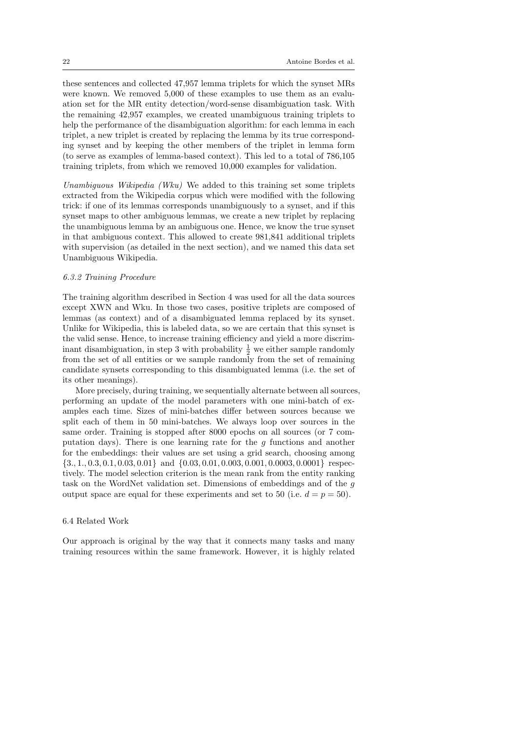these sentences and collected 47,957 lemma triplets for which the synset MRs were known. We removed 5,000 of these examples to use them as an evaluation set for the MR entity detection/word-sense disambiguation task. With the remaining 42,957 examples, we created unambiguous training triplets to help the performance of the disambiguation algorithm: for each lemma in each triplet, a new triplet is created by replacing the lemma by its true corresponding synset and by keeping the other members of the triplet in lemma form (to serve as examples of lemma-based context). This led to a total of 786,105 training triplets, from which we removed 10,000 examples for validation.

*Unambiguous Wikipedia (Wku)* We added to this training set some triplets extracted from the Wikipedia corpus which were modified with the following trick: if one of its lemmas corresponds unambiguously to a synset, and if this synset maps to other ambiguous lemmas, we create a new triplet by replacing the unambiguous lemma by an ambiguous one. Hence, we know the true synset in that ambiguous context. This allowed to create 981,841 additional triplets with supervision (as detailed in the next section), and we named this data set Unambiguous Wikipedia.

#### 6.3.2 Training Procedure

The training algorithm described in Section 4 was used for all the data sources except XWN and Wku. In those two cases, positive triplets are composed of lemmas (as context) and of a disambiguated lemma replaced by its synset. Unlike for Wikipedia, this is labeled data, so we are certain that this synset is the valid sense. Hence, to increase training efficiency and yield a more discriminant disambiguation, in step 3 with probability $\frac{1}{2}$ we either sample randomly from the set of all entities or we sample randomly from the set of remaining candidate synsets corresponding to this disambiguated lemma (i.e. the set of its other meanings).

More precisely, during training, we sequentially alternate between all sources, performing an update of the model parameters with one mini-batch of examples each time. Sizes of mini-batches differ between sources because we split each of them in 50 mini-batches. We always loop over sources in the same order. Training is stopped after 8000 epochs on all sources (or 7 computation days). There is one learning rate for the $g$ functions and another for the embeddings: their values are set using a grid search, choosing among $\{3., 1., 0.3, 0.1, 0.03, 0.01\}$ and $\{0.03, 0.01, 0.003, 0.001, 0.0003, 0.0001\}$ respectively. The model selection criterion is the mean rank from the entity ranking task on the WordNet validation set. Dimensions of embeddings and of the $g$ output space are equal for these experiments and set to 50 (i.e. $d = p = 50$).

### 6.4 Related Work

Our approach is original by the way that it connects many tasks and many training resources within the same framework. However, it is highly related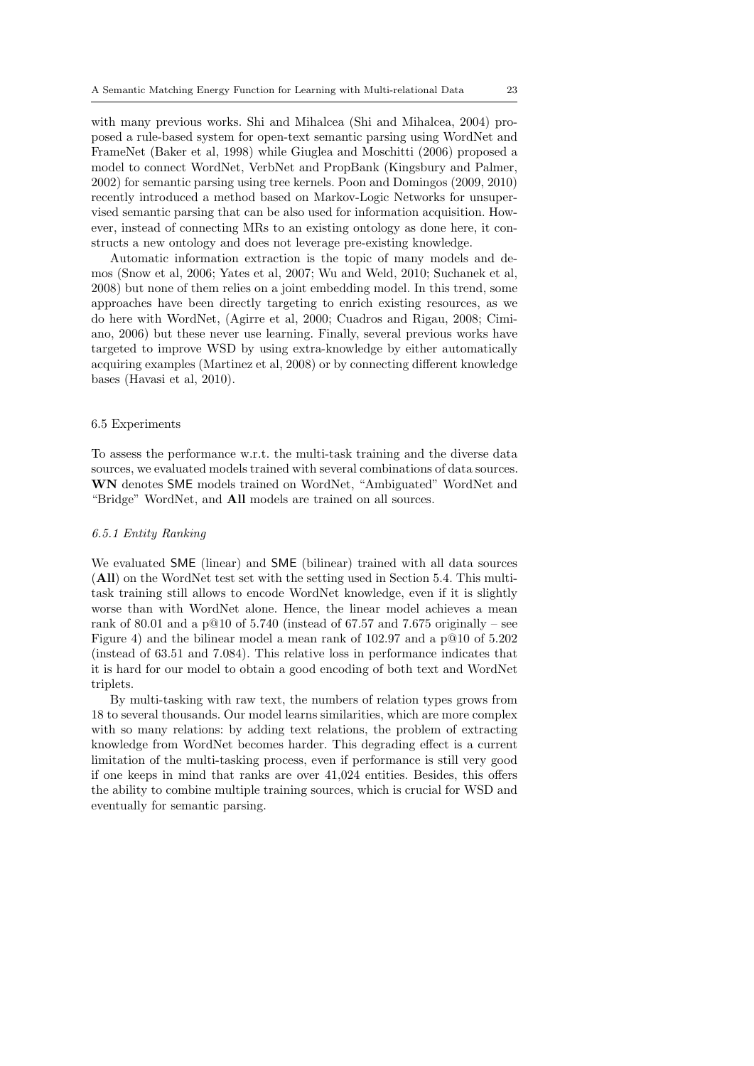with many previous works. Shi and Mihalcea (Shi and Mihalcea, 2004) proposed a rule-based system for open-text semantic parsing using WordNet and FrameNet (Baker et al, 1998) while Giuglea and Moschitti (2006) proposed a model to connect WordNet, VerbNet and PropBank (Kingsbury and Palmer, 2002) for semantic parsing using tree kernels. Poon and Domingos (2009, 2010) recently introduced a method based on Markov-Logic Networks for unsupervised semantic parsing that can be also used for information acquisition. However, instead of connecting MRs to an existing ontology as done here, it constructs a new ontology and does not leverage pre-existing knowledge.

Automatic information extraction is the topic of many models and demos (Snow et al, 2006; Yates et al, 2007; Wu and Weld, 2010; Suchanek et al, 2008) but none of them relies on a joint embedding model. In this trend, some approaches have been directly targeting to enrich existing resources, as we do here with WordNet, (Agirre et al, 2000; Cuadros and Rigau, 2008; Cimiano, 2006) but these never use learning. Finally, several previous works have targeted to improve WSD by using extra-knowledge by either automatically acquiring examples (Martinez et al, 2008) or by connecting different knowledge bases (Havasi et al, 2010).

## 6.5 Experiments

To assess the performance w.r.t. the multi-task training and the diverse data sources, we evaluated models trained with several combinations of data sources. **WN** denotes SME models trained on WordNet, "Ambiguated" WordNet and "Bridge" WordNet, and **All** models are trained on all sources.

### *6.5.1 Entity Ranking*

We evaluated SME (linear) and SME (bilinear) trained with all data sources (**All**) on the WordNet test set with the setting used in Section 5.4. This multi-task training still allows to encode WordNet knowledge, even if it is slightly worse than with WordNet alone. Hence, the linear model achieves a mean rank of 80.01 and a p@10 of 5.740 (instead of 67.57 and 7.675 originally – see Figure 4) and the bilinear model a mean rank of 102.97 and a p@10 of 5.202 (instead of 63.51 and 7.084). This relative loss in performance indicates that it is hard for our model to obtain a good encoding of both text and WordNet triplets.

By multi-tasking with raw text, the numbers of relation types grows from 18 to several thousands. Our model learns similarities, which are more complex with so many relations: by adding text relations, the problem of extracting knowledge from WordNet becomes harder. This degrading effect is a current limitation of the multi-tasking process, even if performance is still very good if one keeps in mind that ranks are over 41,024 entities. Besides, this offers the ability to combine multiple training sources, which is crucial for WSD and eventually for semantic parsing.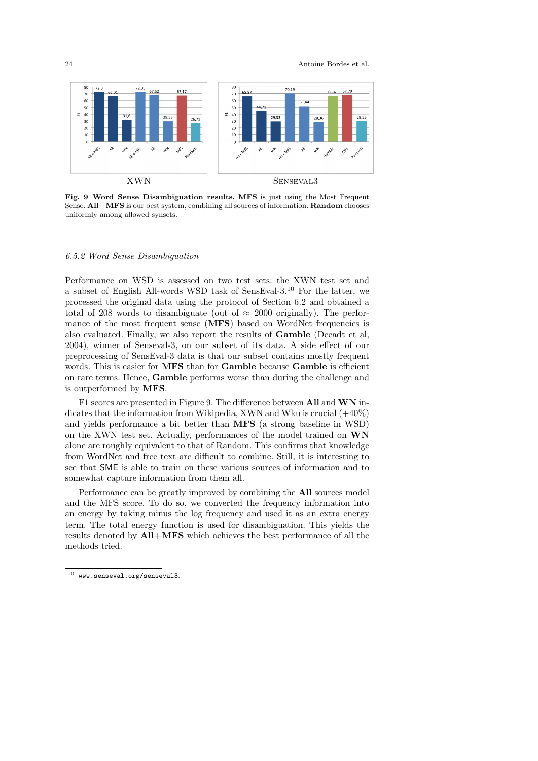XWN

SENSEVAL3

**Fig. 9 Word Sense Disambiguation results. MFS** is just using the Most Frequent Sense. **All+MFS** is our best system, combining all sources of information. **Random** chooses uniformly among allowed synsets.

#### *6.5.2 Word Sense Disambiguation*

Performance on WSD is assessed on two test sets: the XWN test set and a subset of English All-words WSD task of SensEval-3.[10] For the latter, we processed the original data using the protocol of Section 6.2 and obtained a total of 208 words to disambiguate (out of $\approx$ 2000 originally). The performance of the most frequent sense (**MFS**) based on WordNet frequencies is also evaluated. Finally, we also report the results of **Gamble** (Decadt et al, 2004), winner of Senseval-3, on our subset of its data. A side effect of our preprocessing of SensEval-3 data is that our subset contains mostly frequent words. This is easier for **MFS** than for **Gamble** because **Gamble** is efficient on rare terms. Hence, **Gamble** performs worse than during the challenge and is outperformed by **MFS**.

F1 scores are presented in Figure 9. The difference between **All** and **WN** indicates that the information from Wikipedia, XWN and Wku is crucial (+40%) and yields performance a bit better than **MFS** (a strong baseline in WSD) on the XWN test set. Actually, performances of the model trained on **WN** alone are roughly equivalent to that of Random. This confirms that knowledge from WordNet and free text are difficult to combine. Still, it is interesting to see that SME is able to train on these various sources of information and to somewhat capture information from them all.

Performance can be greatly improved by combining the **All** sources model and the MFS score. To do so, we converted the frequency information into an energy by taking minus the log frequency and used it as an extra energy term. The total energy function is used for disambiguation. This yields the results denoted by **All+MFS** which achieves the best performance of all the methods tried.

[10] www.senseval.org/senseval3.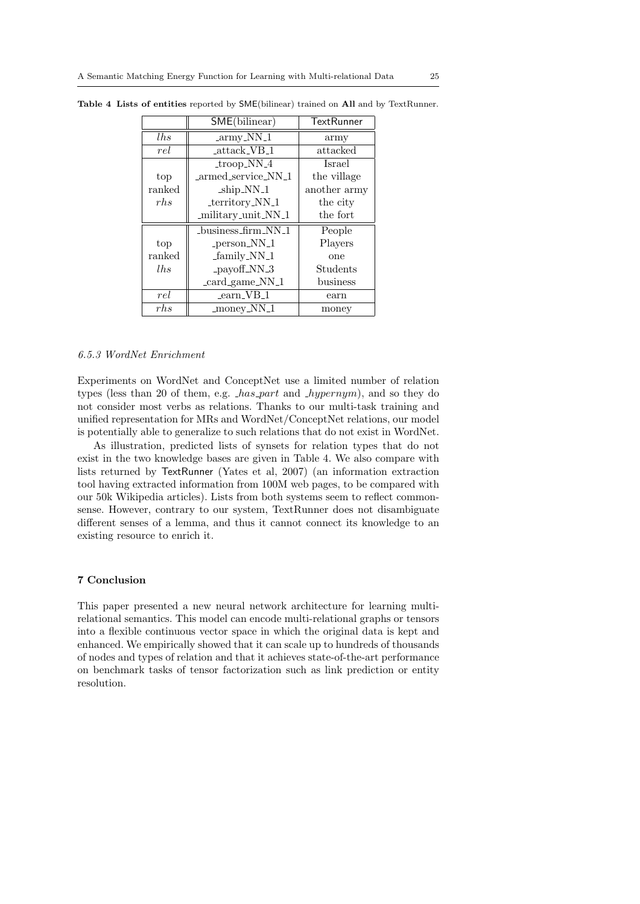**Table 4** **Lists of entities** reported by SME(bilinear) trained on **All** and by TextRunner.

| | SME(bilinear) | TextRunner |
|---|---|---|
| *lhs* | _army_NN_1 | army |
| *rel* | _attack_VB_1 | attacked |
| top ranked *rhs* | _troop_NN_4 | Israel |
| | _armed_service_NN_1 | the village |
| | _ship_NN_1 | another army |
| | _territory_NN_1 | the city |
| | _military_unit_NN_1 | the fort |
| top ranked *lhs* | _business_firm_NN_1 | People |
| | _person_NN_1 | Players |
| | _family_NN_1 | one |
| | _payoff_NN_3 | Students |
| | _card_game_NN_1 | business |
| *rel* | _earn_VB_1 | earn |
| *rhs* | _money_NN_1 | money |

### 6.5.3 WordNet Enrichment

Experiments on WordNet and ConceptNet use a limited number of relation types (less than 20 of them, e.g. *_has_part* and *_hypernym*), and so they do not consider most verbs as relations. Thanks to our multi-task training and unified representation for MRs and WordNet/ConceptNet relations, our model is potentially able to generalize to such relations that do not exist in WordNet.

As illustration, predicted lists of synsets for relation types that do not exist in the two knowledge bases are given in Table 4. We also compare with lists returned by TextRunner (Yates et al, 2007) (an information extraction tool having extracted information from 100M web pages, to be compared with our 50k Wikipedia articles). Lists from both systems seem to reflect common-sense. However, contrary to our system, TextRunner does not disambiguate different senses of a lemma, and thus it cannot connect its knowledge to an existing resource to enrich it.

## 7 Conclusion

This paper presented a new neural network architecture for learning multi-relational semantics. This model can encode multi-relational graphs or tensors into a flexible continuous vector space in which the original data is kept and enhanced. We empirically showed that it can scale up to hundreds of thousands of nodes and types of relation and that it achieves state-of-the-art performance on benchmark tasks of tensor factorization such as link prediction or entity resolution.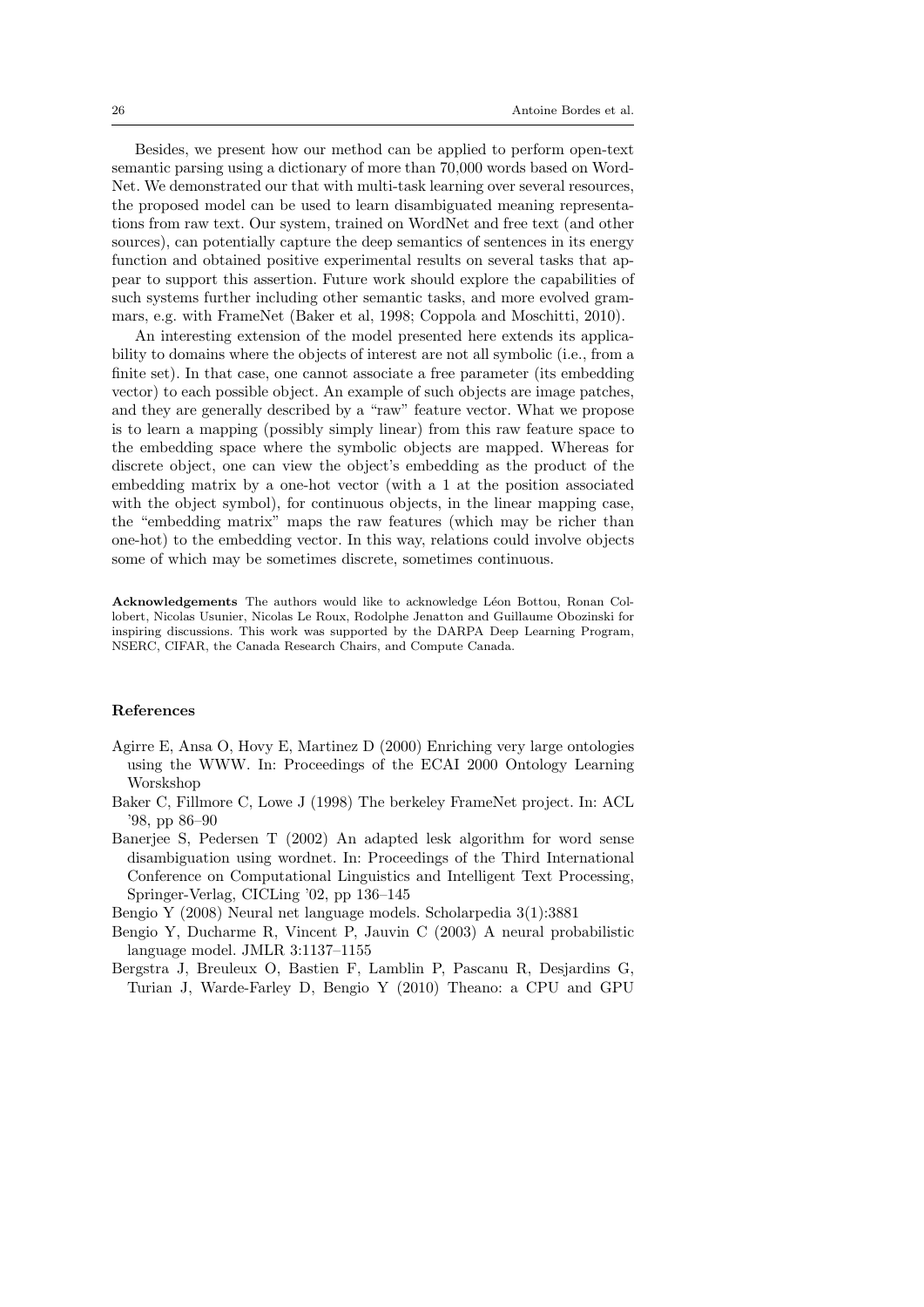Besides, we present how our method can be applied to perform open-text semantic parsing using a dictionary of more than 70,000 words based on WordNet. We demonstrated our that with multi-task learning over several resources, the proposed model can be used to learn disambiguated meaning representations from raw text. Our system, trained on WordNet and free text (and other sources), can potentially capture the deep semantics of sentences in its energy function and obtained positive experimental results on several tasks that appear to support this assertion. Future work should explore the capabilities of such systems further including other semantic tasks, and more evolved grammars, e.g. with FrameNet (Baker et al, 1998; Coppola and Moschitti, 2010).

An interesting extension of the model presented here extends its applicability to domains where the objects of interest are not all symbolic (i.e., from a finite set). In that case, one cannot associate a free parameter (its embedding vector) to each possible object. An example of such objects are image patches, and they are generally described by a "raw" feature vector. What we propose is to learn a mapping (possibly simply linear) from this raw feature space to the embedding space where the symbolic objects are mapped. Whereas for discrete object, one can view the object's embedding as the product of the embedding matrix by a one-hot vector (with a 1 at the position associated with the object symbol), for continuous objects, in the linear mapping case, the "embedding matrix" maps the raw features (which may be richer than one-hot) to the embedding vector. In this way, relations could involve objects some of which may be sometimes discrete, sometimes continuous.

**Acknowledgements** The authors would like to acknowledge Léon Bottou, Ronan Collobert, Nicolas Usunier, Nicolas Le Roux, Rodolphe Jenatton and Guillaume Obozinski for inspiring discussions. This work was supported by the DARPA Deep Learning Program, NSERC, CIFAR, the Canada Research Chairs, and Compute Canada.

## References

Agirre E, Ansa O, Hovy E, Martinez D (2000) Enriching very large ontologies using the WWW. In: Proceedings of the ECAI 2000 Ontology Learning Worskshop

Baker C, Fillmore C, Lowe J (1998) The berkeley FrameNet project. In: ACL '98, pp 86–90

Banerjee S, Pedersen T (2002) An adapted lesk algorithm for word sense disambiguation using wordnet. In: Proceedings of the Third International Conference on Computational Linguistics and Intelligent Text Processing, Springer-Verlag, CICLing '02, pp 136–145

Bengio Y (2008) Neural net language models. Scholarpedia 3(1):3881

Bengio Y, Ducharme R, Vincent P, Jauvin C (2003) A neural probabilistic language model. JMLR 3:1137–1155

Bergstra J, Breuleux O, Bastien F, Lamblin P, Pascanu R, Desjardins G, Turian J, Warde-Farley D, Bengio Y (2010) Theano: a CPU and GPU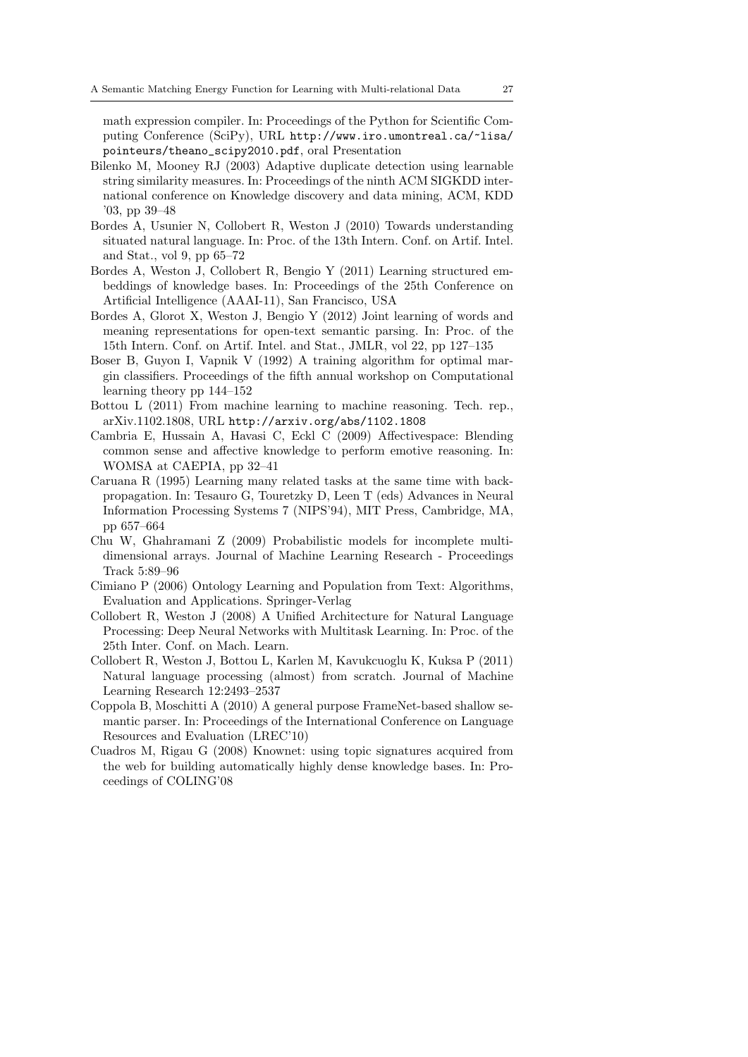math expression compiler. In: Proceedings of the Python for Scientific Computing Conference (SciPy), URL http://www.iro.umontreal.ca/~lisa/pointeurs/theano_scipy2010.pdf, oral Presentation

Bilenko M, Mooney RJ (2003) Adaptive duplicate detection using learnable string similarity measures. In: Proceedings of the ninth ACM SIGKDD international conference on Knowledge discovery and data mining, ACM, KDD '03, pp 39–48

Bordes A, Usunier N, Collobert R, Weston J (2010) Towards understanding situated natural language. In: Proc. of the 13th Intern. Conf. on Artif. Intel. and Stat., vol 9, pp 65–72

Bordes A, Weston J, Collobert R, Bengio Y (2011) Learning structured embeddings of knowledge bases. In: Proceedings of the 25th Conference on Artificial Intelligence (AAAI-11), San Francisco, USA

Bordes A, Glorot X, Weston J, Bengio Y (2012) Joint learning of words and meaning representations for open-text semantic parsing. In: Proc. of the 15th Intern. Conf. on Artif. Intel. and Stat., JMLR, vol 22, pp 127–135

Boser B, Guyon I, Vapnik V (1992) A training algorithm for optimal margin classifiers. Proceedings of the fifth annual workshop on Computational learning theory pp 144–152

Bottou L (2011) From machine learning to machine reasoning. Tech. rep., arXiv.1102.1808, URL http://arxiv.org/abs/1102.1808

Cambria E, Hussain A, Havasi C, Eckl C (2009) Affectivespace: Blending common sense and affective knowledge to perform emotive reasoning. In: WOMSA at CAEPIA, pp 32–41

Caruana R (1995) Learning many related tasks at the same time with backpropagation. In: Tesauro G, Touretzky D, Leen T (eds) Advances in Neural Information Processing Systems 7 (NIPS'94), MIT Press, Cambridge, MA, pp 657–664

Chu W, Ghahramani Z (2009) Probabilistic models for incomplete multidimensional arrays. Journal of Machine Learning Research - Proceedings Track 5:89–96

Cimiano P (2006) Ontology Learning and Population from Text: Algorithms, Evaluation and Applications. Springer-Verlag

Collobert R, Weston J (2008) A Unified Architecture for Natural Language Processing: Deep Neural Networks with Multitask Learning. In: Proc. of the 25th Inter. Conf. on Mach. Learn.

Collobert R, Weston J, Bottou L, Karlen M, Kavukcuoglu K, Kuksa P (2011) Natural language processing (almost) from scratch. Journal of Machine Learning Research 12:2493–2537

Coppola B, Moschitti A (2010) A general purpose FrameNet-based shallow semantic parser. In: Proceedings of the International Conference on Language Resources and Evaluation (LREC'10)

Cuadros M, Rigau G (2008) Knownet: using topic signatures acquired from the web for building automatically highly dense knowledge bases. In: Proceedings of COLING'08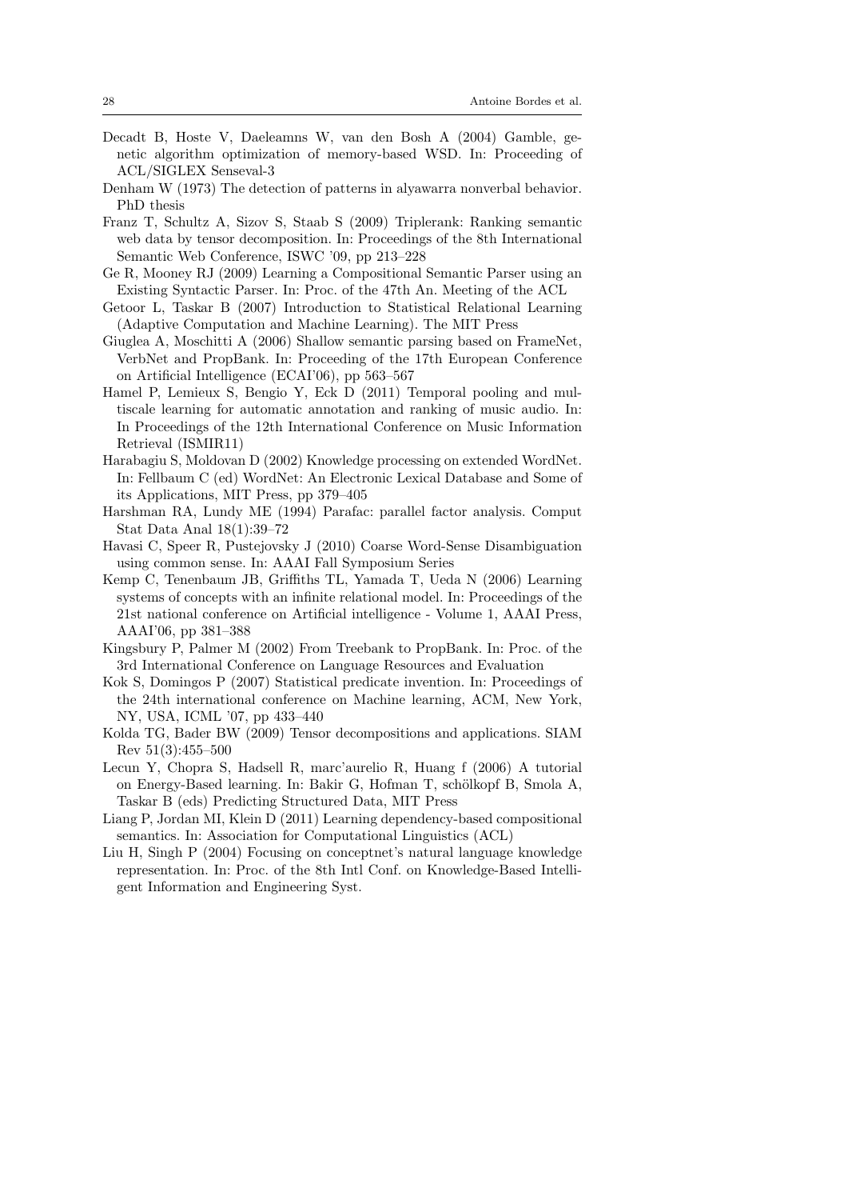Decadt B, Hoste V, Daeleamns W, van den Bosh A (2004) Gamble, genetic algorithm optimization of memory-based WSD. In: Proceeding of ACL/SIGLEX Senseval-3

Denham W (1973) The detection of patterns in alyawarra nonverbal behavior. PhD thesis

Franz T, Schultz A, Sizov S, Staab S (2009) Triplerank: Ranking semantic web data by tensor decomposition. In: Proceedings of the 8th International Semantic Web Conference, ISWC '09, pp 213–228

Ge R, Mooney RJ (2009) Learning a Compositional Semantic Parser using an Existing Syntactic Parser. In: Proc. of the 47th An. Meeting of the ACL

Getoor L, Taskar B (2007) Introduction to Statistical Relational Learning (Adaptive Computation and Machine Learning). The MIT Press

Giuglea A, Moschitti A (2006) Shallow semantic parsing based on FrameNet, VerbNet and PropBank. In: Proceeding of the 17th European Conference on Artificial Intelligence (ECAI'06), pp 563–567

Hamel P, Lemieux S, Bengio Y, Eck D (2011) Temporal pooling and multiscale learning for automatic annotation and ranking of music audio. In: In Proceedings of the 12th International Conference on Music Information Retrieval (ISMIR11)

Harabagiu S, Moldovan D (2002) Knowledge processing on extended WordNet. In: Fellbaum C (ed) WordNet: An Electronic Lexical Database and Some of its Applications, MIT Press, pp 379–405

Harshman RA, Lundy ME (1994) Parafac: parallel factor analysis. Comput Stat Data Anal 18(1):39–72

Havasi C, Speer R, Pustejovsky J (2010) Coarse Word-Sense Disambiguation using common sense. In: AAAI Fall Symposium Series

Kemp C, Tenenbaum JB, Griffiths TL, Yamada T, Ueda N (2006) Learning systems of concepts with an infinite relational model. In: Proceedings of the 21st national conference on Artificial intelligence - Volume 1, AAAI Press, AAAI'06, pp 381–388

Kingsbury P, Palmer M (2002) From Treebank to PropBank. In: Proc. of the 3rd International Conference on Language Resources and Evaluation

Kok S, Domingos P (2007) Statistical predicate invention. In: Proceedings of the 24th international conference on Machine learning, ACM, New York, NY, USA, ICML '07, pp 433–440

Kolda TG, Bader BW (2009) Tensor decompositions and applications. SIAM Rev 51(3):455–500

Lecun Y, Chopra S, Hadsell R, marc'aurelio R, Huang f (2006) A tutorial on Energy-Based learning. In: Bakir G, Hofman T, schölkopf B, Smola A, Taskar B (eds) Predicting Structured Data, MIT Press

Liang P, Jordan MI, Klein D (2011) Learning dependency-based compositional semantics. In: Association for Computational Linguistics (ACL)

Liu H, Singh P (2004) Focusing on conceptnet's natural language knowledge representation. In: Proc. of the 8th Intl Conf. on Knowledge-Based Intelligent Information and Engineering Syst.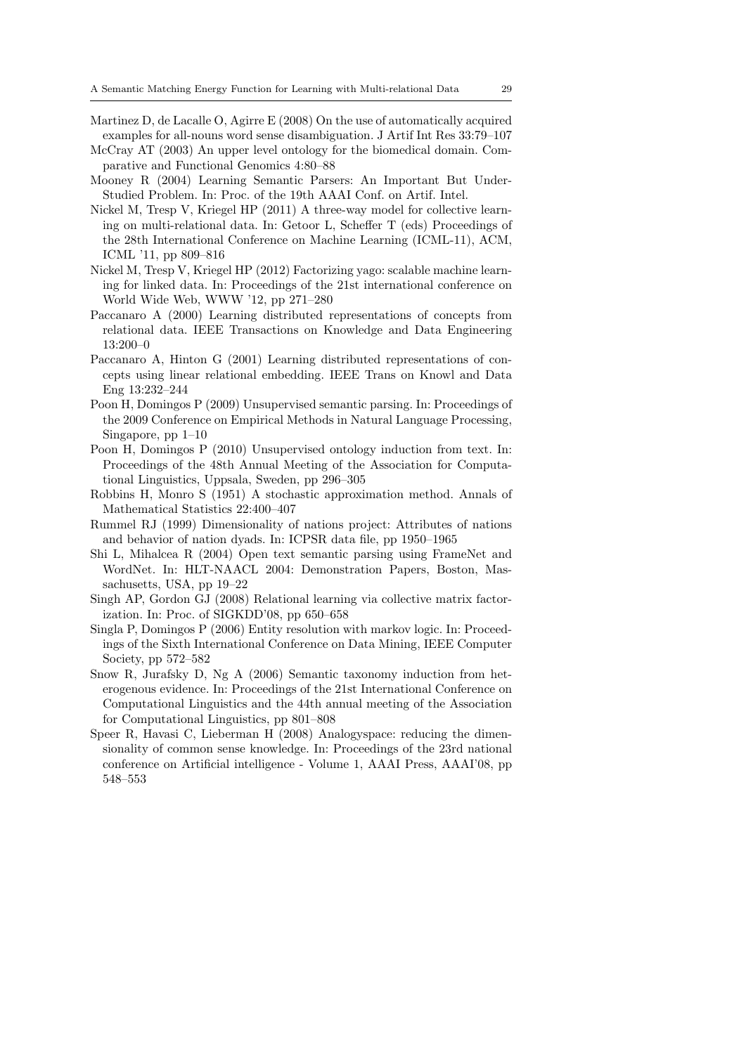Martinez D, de Lacalle O, Agirre E (2008) On the use of automatically acquired examples for all-nouns word sense disambiguation. J Artif Int Res 33:79–107

McCray AT (2003) An upper level ontology for the biomedical domain. Comparative and Functional Genomics 4:80–88

Mooney R (2004) Learning Semantic Parsers: An Important But Under-Studied Problem. In: Proc. of the 19th AAAI Conf. on Artif. Intel.

Nickel M, Tresp V, Kriegel HP (2011) A three-way model for collective learning on multi-relational data. In: Getoor L, Scheffer T (eds) Proceedings of the 28th International Conference on Machine Learning (ICML-11), ACM, ICML '11, pp 809–816

Nickel M, Tresp V, Kriegel HP (2012) Factorizing yago: scalable machine learning for linked data. In: Proceedings of the 21st international conference on World Wide Web, WWW '12, pp 271–280

Paccanaro A (2000) Learning distributed representations of concepts from relational data. IEEE Transactions on Knowledge and Data Engineering 13:200–0

Paccanaro A, Hinton G (2001) Learning distributed representations of concepts using linear relational embedding. IEEE Trans on Knowl and Data Eng 13:232–244

Poon H, Domingos P (2009) Unsupervised semantic parsing. In: Proceedings of the 2009 Conference on Empirical Methods in Natural Language Processing, Singapore, pp 1–10

Poon H, Domingos P (2010) Unsupervised ontology induction from text. In: Proceedings of the 48th Annual Meeting of the Association for Computational Linguistics, Uppsala, Sweden, pp 296–305

Robbins H, Monro S (1951) A stochastic approximation method. Annals of Mathematical Statistics 22:400–407

Rummel RJ (1999) Dimensionality of nations project: Attributes of nations and behavior of nation dyads. In: ICPSR data file, pp 1950–1965

Shi L, Mihalcea R (2004) Open text semantic parsing using FrameNet and WordNet. In: HLT-NAACL 2004: Demonstration Papers, Boston, Massachusetts, USA, pp 19–22

Singh AP, Gordon GJ (2008) Relational learning via collective matrix factorization. In: Proc. of SIGKDD'08, pp 650–658

Singla P, Domingos P (2006) Entity resolution with markov logic. In: Proceedings of the Sixth International Conference on Data Mining, IEEE Computer Society, pp 572–582

Snow R, Jurafsky D, Ng A (2006) Semantic taxonomy induction from heterogenous evidence. In: Proceedings of the 21st International Conference on Computational Linguistics and the 44th annual meeting of the Association for Computational Linguistics, pp 801–808

Speer R, Havasi C, Lieberman H (2008) Analogyspace: reducing the dimensionality of common sense knowledge. In: Proceedings of the 23rd national conference on Artificial intelligence - Volume 1, AAAI Press, AAAI'08, pp 548–553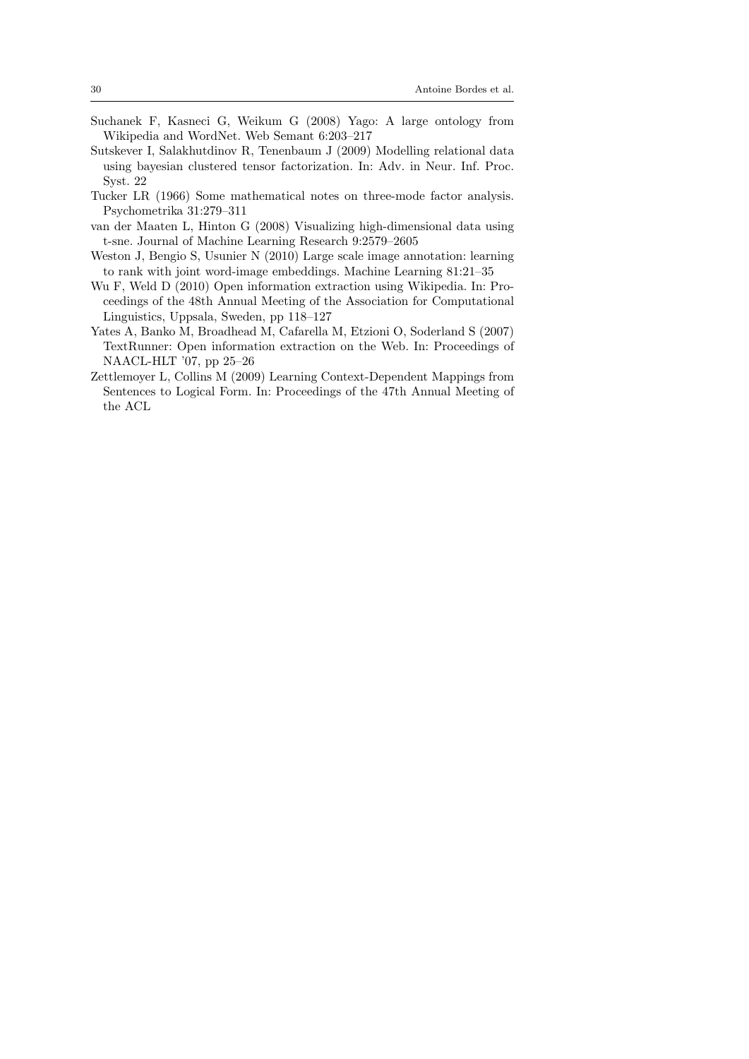Suchanek F, Kasneci G, Weikum G (2008) Yago: A large ontology from Wikipedia and WordNet. Web Semant 6:203–217

Sutskever I, Salakhutdinov R, Tenenbaum J (2009) Modelling relational data using bayesian clustered tensor factorization. In: Adv. in Neur. Inf. Proc. Syst. 22

Tucker LR (1966) Some mathematical notes on three-mode factor analysis. Psychometrika 31:279–311

van der Maaten L, Hinton G (2008) Visualizing high-dimensional data using t-sne. Journal of Machine Learning Research 9:2579–2605

Weston J, Bengio S, Usunier N (2010) Large scale image annotation: learning to rank with joint word-image embeddings. Machine Learning 81:21–35

Wu F, Weld D (2010) Open information extraction using Wikipedia. In: Proceedings of the 48th Annual Meeting of the Association for Computational Linguistics, Uppsala, Sweden, pp 118–127

Yates A, Banko M, Broadhead M, Cafarella M, Etzioni O, Soderland S (2007) TextRunner: Open information extraction on the Web. In: Proceedings of NAACL-HLT '07, pp 25–26

Zettlemoyer L, Collins M (2009) Learning Context-Dependent Mappings from Sentences to Logical Form. In: Proceedings of the 47th Annual Meeting of the ACL